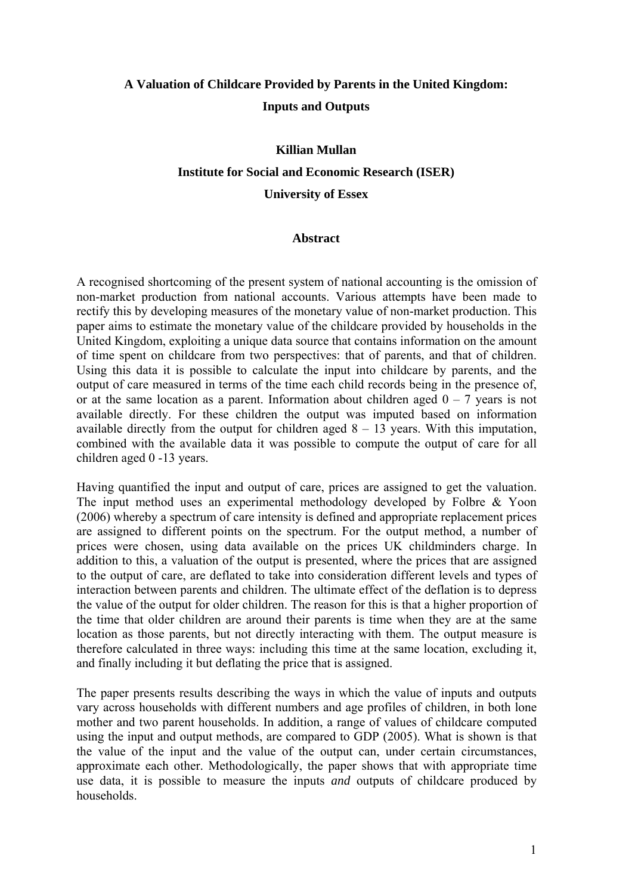# A Valuation of Childcare Provided by Parents in the United Kingdom: Inputs and Outputs

**Killian Mullan**

**Institute for Social and Economic Research (ISER)**

**University of Essex**

## Abstract

A recognised shortcoming of the present system of national accounting is the omission of non-market production from national accounts. Various attempts have been made to rectify this by developing measures of the monetary value of non-market production. This paper aims to estimate the monetary value of the childcare provided by households in the United Kingdom, exploiting a unique data source that contains information on the amount of time spent on childcare from two perspectives: that of parents, and that of children. Using this data it is possible to calculate the input into childcare by parents, and the output of care measured in terms of the time each child records being in the presence of, or at the same location as a parent. Information about children aged 0 – 7 years is not available directly. For these children the output was imputed based on information available directly from the output for children aged 8 – 13 years. With this imputation, combined with the available data it was possible to compute the output of care for all children aged 0 -13 years.

Having quantified the input and output of care, prices are assigned to get the valuation. The input method uses an experimental methodology developed by Folbre & Yoon (2006) whereby a spectrum of care intensity is defined and appropriate replacement prices are assigned to different points on the spectrum. For the output method, a number of prices were chosen, using data available on the prices UK childminders charge. In addition to this, a valuation of the output is presented, where the prices that are assigned to the output of care, are deflated to take into consideration different levels and types of interaction between parents and children. The ultimate effect of the deflation is to depress the value of the output for older children. The reason for this is that a higher proportion of the time that older children are around their parents is time when they are at the same location as those parents, but not directly interacting with them. The output measure is therefore calculated in three ways: including this time at the same location, excluding it, and finally including it but deflating the price that is assigned.

The paper presents results describing the ways in which the value of inputs and outputs vary across households with different numbers and age profiles of children, in both lone mother and two parent households. In addition, a range of values of childcare computed using the input and output methods, are compared to GDP (2005). What is shown is that the value of the input and the value of the output can, under certain circumstances, approximate each other. Methodologically, the paper shows that with appropriate time use data, it is possible to measure the inputs *and* outputs of childcare produced by households.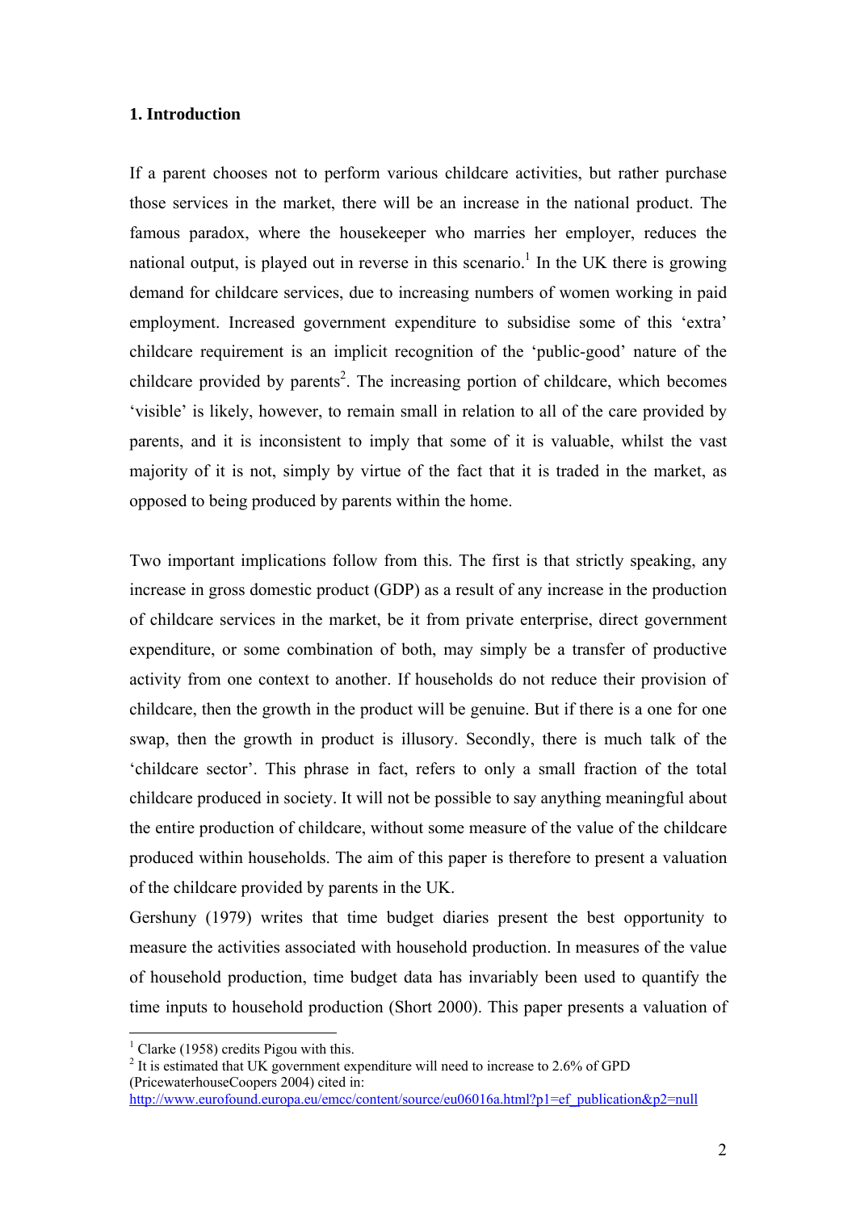## 1. Introduction

If a parent chooses not to perform various childcare activities, but rather purchase those services in the market, there will be an increase in the national product. The famous paradox, where the housekeeper who marries her employer, reduces the national output, is played out in reverse in this scenario.[1] In the UK there is growing demand for childcare services, due to increasing numbers of women working in paid employment. Increased government expenditure to subsidise some of this 'extra' childcare requirement is an implicit recognition of the 'public-good' nature of the childcare provided by parents[2]. The increasing portion of childcare, which becomes 'visible' is likely, however, to remain small in relation to all of the care provided by parents, and it is inconsistent to imply that some of it is valuable, whilst the vast majority of it is not, simply by virtue of the fact that it is traded in the market, as opposed to being produced by parents within the home.

Two important implications follow from this. The first is that strictly speaking, any increase in gross domestic product (GDP) as a result of any increase in the production of childcare services in the market, be it from private enterprise, direct government expenditure, or some combination of both, may simply be a transfer of productive activity from one context to another. If households do not reduce their provision of childcare, then the growth in the product will be genuine. But if there is a one for one swap, then the growth in product is illusory. Secondly, there is much talk of the 'childcare sector'. This phrase in fact, refers to only a small fraction of the total childcare produced in society. It will not be possible to say anything meaningful about the entire production of childcare, without some measure of the value of the childcare produced within households. The aim of this paper is therefore to present a valuation of the childcare provided by parents in the UK.

Gershuny (1979) writes that time budget diaries present the best opportunity to measure the activities associated with household production. In measures of the value of household production, time budget data has invariably been used to quantify the time inputs to household production (Short 2000). This paper presents a valuation of

---

[1] Clarke (1958) credits Pigou with this.

[2] It is estimated that UK government expenditure will need to increase to 2.6% of GPD (PricewaterhouseCoopers 2004) cited in: http://www.eurofound.europa.eu/emcc/content/source/eu06016a.html?p1=ef_publication&p2=null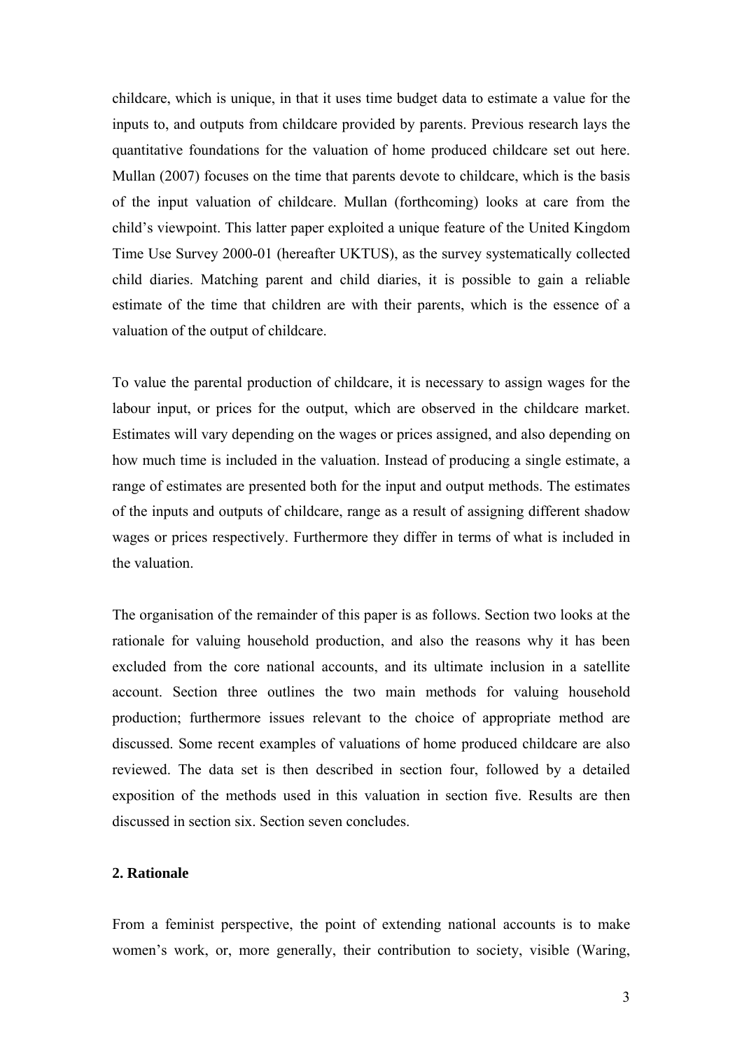childcare, which is unique, in that it uses time budget data to estimate a value for the inputs to, and outputs from childcare provided by parents. Previous research lays the quantitative foundations for the valuation of home produced childcare set out here. Mullan (2007) focuses on the time that parents devote to childcare, which is the basis of the input valuation of childcare. Mullan (forthcoming) looks at care from the child's viewpoint. This latter paper exploited a unique feature of the United Kingdom Time Use Survey 2000-01 (hereafter UKTUS), as the survey systematically collected child diaries. Matching parent and child diaries, it is possible to gain a reliable estimate of the time that children are with their parents, which is the essence of a valuation of the output of childcare.

To value the parental production of childcare, it is necessary to assign wages for the labour input, or prices for the output, which are observed in the childcare market. Estimates will vary depending on the wages or prices assigned, and also depending on how much time is included in the valuation. Instead of producing a single estimate, a range of estimates are presented both for the input and output methods. The estimates of the inputs and outputs of childcare, range as a result of assigning different shadow wages or prices respectively. Furthermore they differ in terms of what is included in the valuation.

The organisation of the remainder of this paper is as follows. Section two looks at the rationale for valuing household production, and also the reasons why it has been excluded from the core national accounts, and its ultimate inclusion in a satellite account. Section three outlines the two main methods for valuing household production; furthermore issues relevant to the choice of appropriate method are discussed. Some recent examples of valuations of home produced childcare are also reviewed. The data set is then described in section four, followed by a detailed exposition of the methods used in this valuation in section five. Results are then discussed in section six. Section seven concludes.

## 2. Rationale

From a feminist perspective, the point of extending national accounts is to make women's work, or, more generally, their contribution to society, visible (Waring,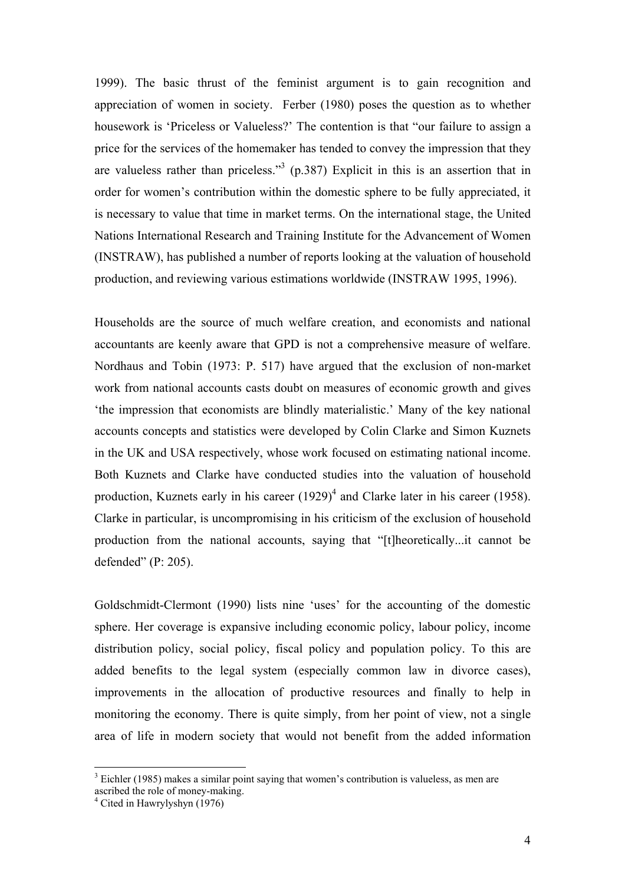1999). The basic thrust of the feminist argument is to gain recognition and appreciation of women in society. Ferber (1980) poses the question as to whether housework is 'Priceless or Valueless?' The contention is that "our failure to assign a price for the services of the homemaker has tended to convey the impression that they are valueless rather than priceless."[3] (p.387) Explicit in this is an assertion that in order for women's contribution within the domestic sphere to be fully appreciated, it is necessary to value that time in market terms. On the international stage, the United Nations International Research and Training Institute for the Advancement of Women (INSTRAW), has published a number of reports looking at the valuation of household production, and reviewing various estimations worldwide (INSTRAW 1995, 1996).

Households are the source of much welfare creation, and economists and national accountants are keenly aware that GPD is not a comprehensive measure of welfare. Nordhaus and Tobin (1973: P. 517) have argued that the exclusion of non-market work from national accounts casts doubt on measures of economic growth and gives 'the impression that economists are blindly materialistic.' Many of the key national accounts concepts and statistics were developed by Colin Clarke and Simon Kuznets in the UK and USA respectively, whose work focused on estimating national income. Both Kuznets and Clarke have conducted studies into the valuation of household production, Kuznets early in his career (1929)[4] and Clarke later in his career (1958). Clarke in particular, is uncompromising in his criticism of the exclusion of household production from the national accounts, saying that "[t]heoretically...it cannot be defended" (P: 205).

Goldschmidt-Clermont (1990) lists nine 'uses' for the accounting of the domestic sphere. Her coverage is expansive including economic policy, labour policy, income distribution policy, social policy, fiscal policy and population policy. To this are added benefits to the legal system (especially common law in divorce cases), improvements in the allocation of productive resources and finally to help in monitoring the economy. There is quite simply, from her point of view, not a single area of life in modern society that would not benefit from the added information

---

[3] Eichler (1985) makes a similar point saying that women's contribution is valueless, as men are ascribed the role of money-making.

[4] Cited in Hawrylyshyn (1976)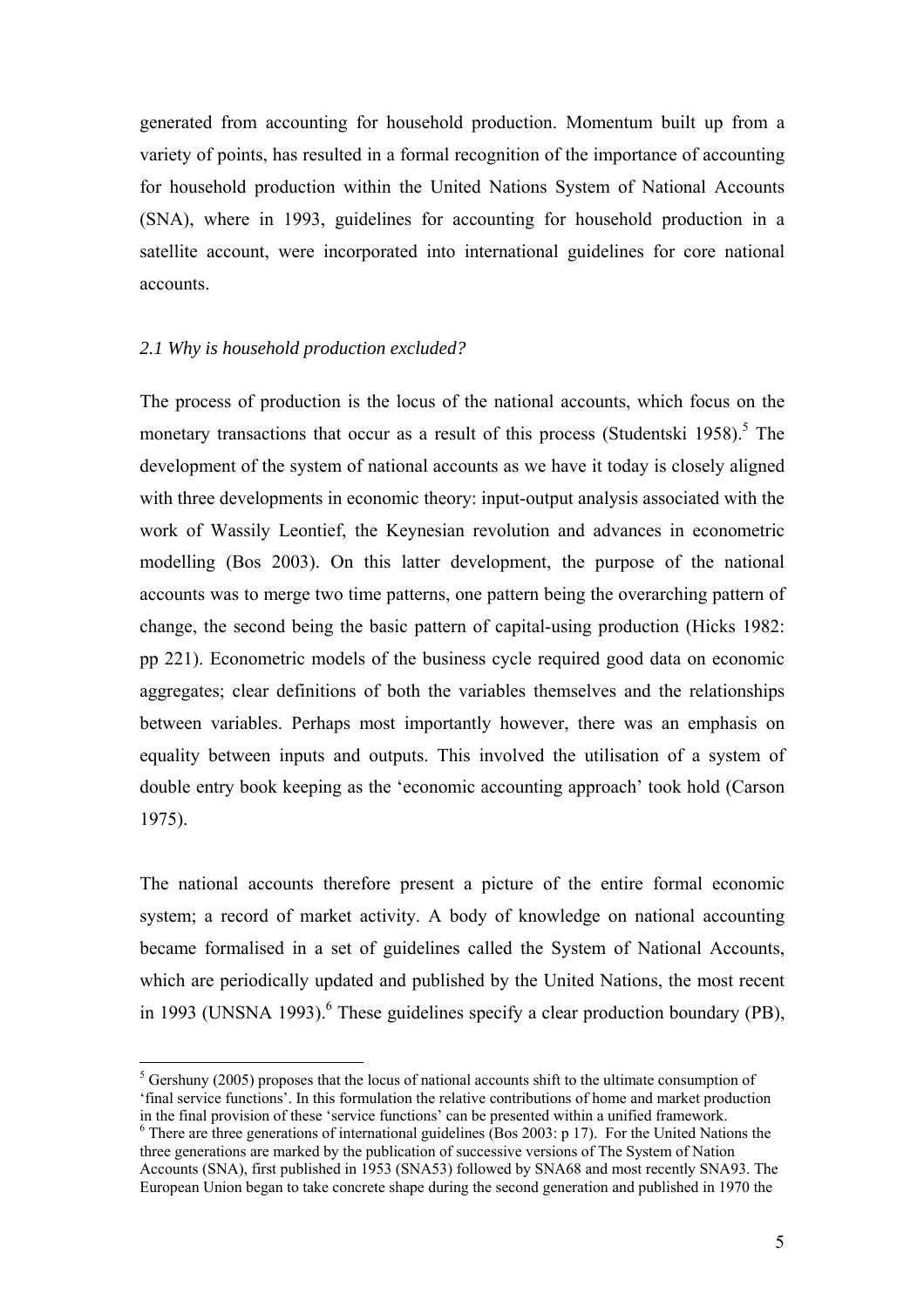generated from accounting for household production. Momentum built up from a variety of points, has resulted in a formal recognition of the importance of accounting for household production within the United Nations System of National Accounts (SNA), where in 1993, guidelines for accounting for household production in a satellite account, were incorporated into international guidelines for core national accounts.

### *2.1 Why is household production excluded?*

The process of production is the locus of the national accounts, which focus on the monetary transactions that occur as a result of this process (Studentski 1958).[5] The development of the system of national accounts as we have it today is closely aligned with three developments in economic theory: input-output analysis associated with the work of Wassily Leontief, the Keynesian revolution and advances in econometric modelling (Bos 2003). On this latter development, the purpose of the national accounts was to merge two time patterns, one pattern being the overarching pattern of change, the second being the basic pattern of capital-using production (Hicks 1982: pp 221). Econometric models of the business cycle required good data on economic aggregates; clear definitions of both the variables themselves and the relationships between variables. Perhaps most importantly however, there was an emphasis on equality between inputs and outputs. This involved the utilisation of a system of double entry book keeping as the 'economic accounting approach' took hold (Carson 1975).

The national accounts therefore present a picture of the entire formal economic system; a record of market activity. A body of knowledge on national accounting became formalised in a set of guidelines called the System of National Accounts, which are periodically updated and published by the United Nations, the most recent in 1993 (UNSNA 1993).[6] These guidelines specify a clear production boundary (PB),

---

[5] Gershuny (2005) proposes that the locus of national accounts shift to the ultimate consumption of 'final service functions'. In this formulation the relative contributions of home and market production in the final provision of these 'service functions' can be presented within a unified framework.

[6] There are three generations of international guidelines (Bos 2003: p 17). For the United Nations the three generations are marked by the publication of successive versions of The System of Nation Accounts (SNA), first published in 1953 (SNA53) followed by SNA68 and most recently SNA93. The European Union began to take concrete shape during the second generation and published in 1970 the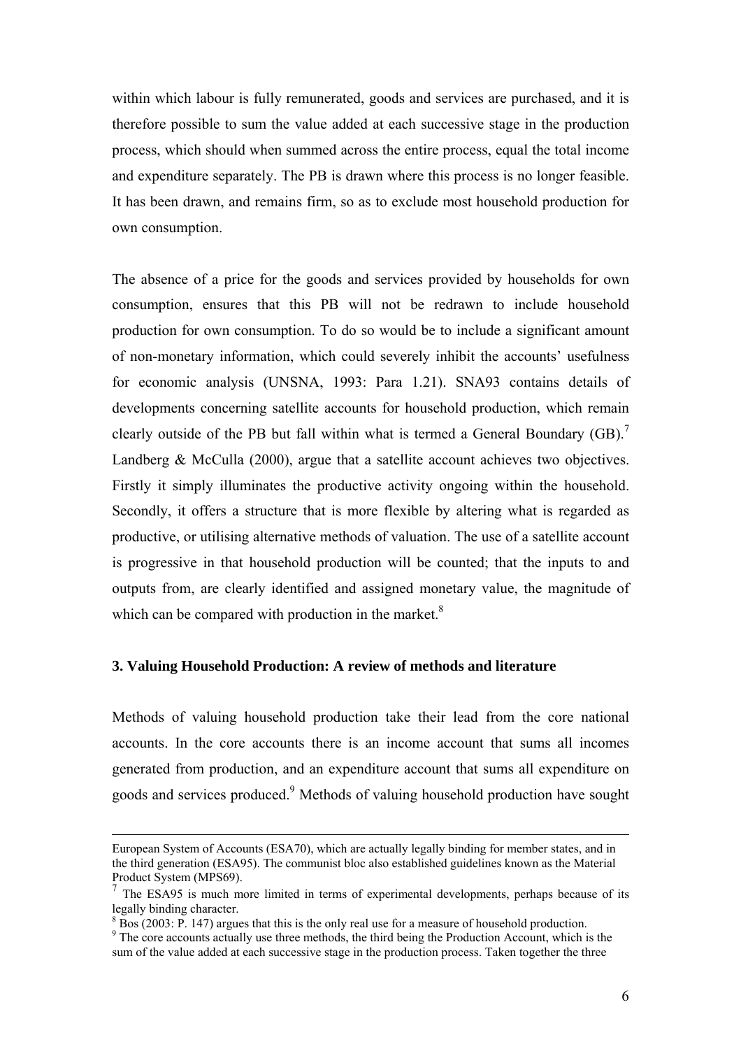within which labour is fully remunerated, goods and services are purchased, and it is therefore possible to sum the value added at each successive stage in the production process, which should when summed across the entire process, equal the total income and expenditure separately. The PB is drawn where this process is no longer feasible. It has been drawn, and remains firm, so as to exclude most household production for own consumption.

The absence of a price for the goods and services provided by households for own consumption, ensures that this PB will not be redrawn to include household production for own consumption. To do so would be to include a significant amount of non-monetary information, which could severely inhibit the accounts' usefulness for economic analysis (UNSNA, 1993: Para 1.21). SNA93 contains details of developments concerning satellite accounts for household production, which remain clearly outside of the PB but fall within what is termed a General Boundary (GB).[7] Landberg & McCulla (2000), argue that a satellite account achieves two objectives. Firstly it simply illuminates the productive activity ongoing within the household. Secondly, it offers a structure that is more flexible by altering what is regarded as productive, or utilising alternative methods of valuation. The use of a satellite account is progressive in that household production will be counted; that the inputs to and outputs from, are clearly identified and assigned monetary value, the magnitude of which can be compared with production in the market.[8]

### 3. Valuing Household Production: A review of methods and literature

Methods of valuing household production take their lead from the core national accounts. In the core accounts there is an income account that sums all incomes generated from production, and an expenditure account that sums all expenditure on goods and services produced.[9] Methods of valuing household production have sought

---

European System of Accounts (ESA70), which are actually legally binding for member states, and in the third generation (ESA95). The communist bloc also established guidelines known as the Material Product System (MPS69).

[7] The ESA95 is much more limited in terms of experimental developments, perhaps because of its legally binding character.

[8] Bos (2003: P. 147) argues that this is the only real use for a measure of household production.

[9] The core accounts actually use three methods, the third being the Production Account, which is the sum of the value added at each successive stage in the production process. Taken together the three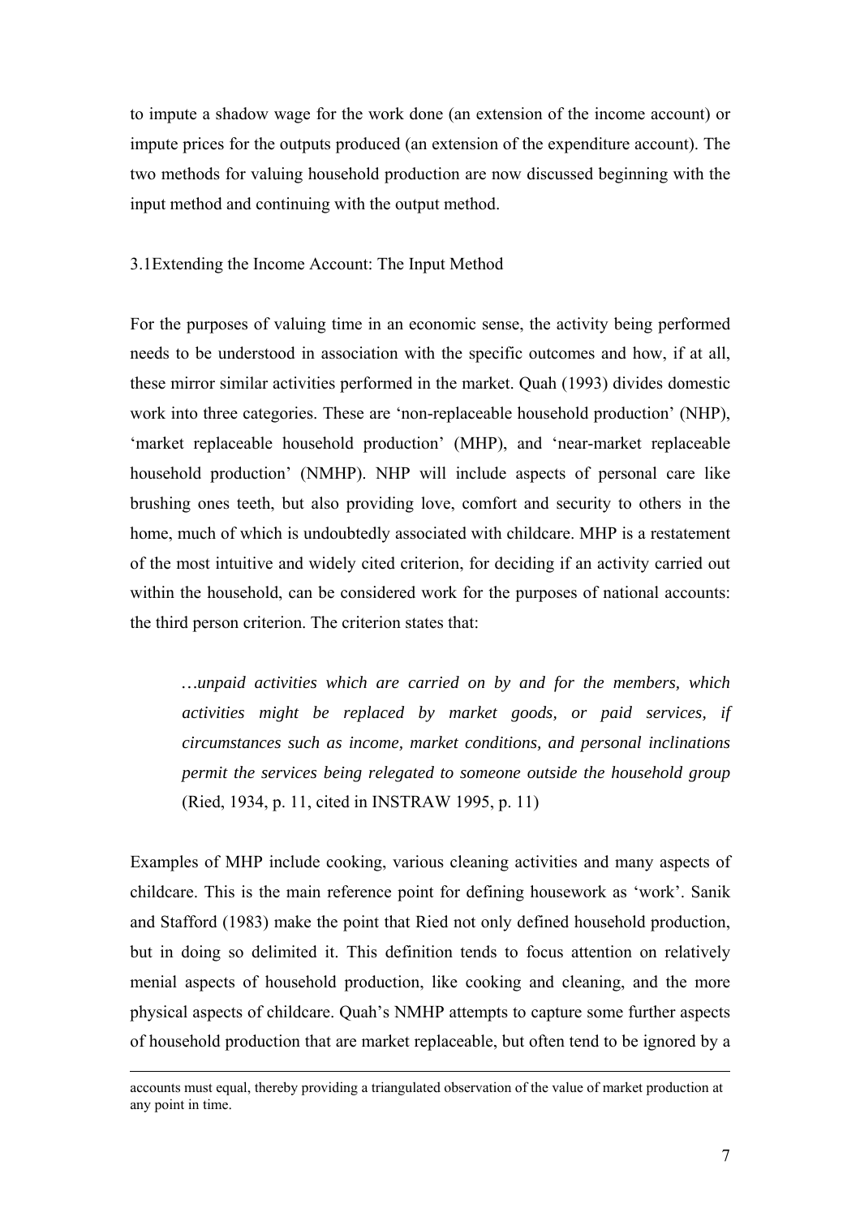to impute a shadow wage for the work done (an extension of the income account) or impute prices for the outputs produced (an extension of the expenditure account). The two methods for valuing household production are now discussed beginning with the input method and continuing with the output method.

### 3.1Extending the Income Account: The Input Method

For the purposes of valuing time in an economic sense, the activity being performed needs to be understood in association with the specific outcomes and how, if at all, these mirror similar activities performed in the market. Quah (1993) divides domestic work into three categories. These are 'non-replaceable household production' (NHP), 'market replaceable household production' (MHP), and 'near-market replaceable household production' (NMHP). NHP will include aspects of personal care like brushing ones teeth, but also providing love, comfort and security to others in the home, much of which is undoubtedly associated with childcare. MHP is a restatement of the most intuitive and widely cited criterion, for deciding if an activity carried out within the household, can be considered work for the purposes of national accounts: the third person criterion. The criterion states that:

> *…unpaid activities which are carried on by and for the members, which activities might be replaced by market goods, or paid services, if circumstances such as income, market conditions, and personal inclinations permit the services being relegated to someone outside the household group* (Ried, 1934, p. 11, cited in INSTRAW 1995, p. 11)

Examples of MHP include cooking, various cleaning activities and many aspects of childcare. This is the main reference point for defining housework as 'work'. Sanik and Stafford (1983) make the point that Ried not only defined household production, but in doing so delimited it. This definition tends to focus attention on relatively menial aspects of household production, like cooking and cleaning, and the more physical aspects of childcare. Quah's NMHP attempts to capture some further aspects of household production that are market replaceable, but often tend to be ignored by a

---

accounts must equal, thereby providing a triangulated observation of the value of market production at any point in time.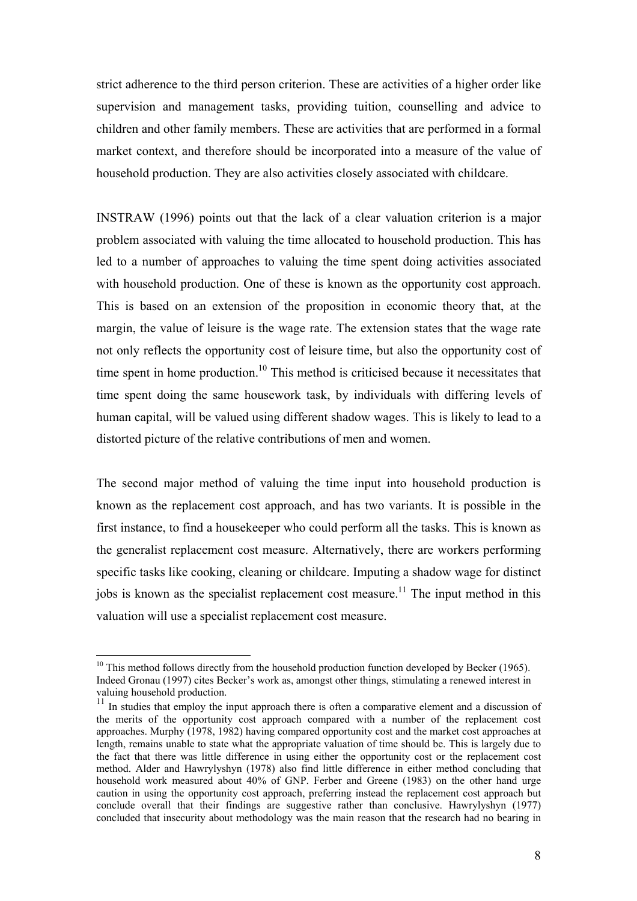strict adherence to the third person criterion. These are activities of a higher order like supervision and management tasks, providing tuition, counselling and advice to children and other family members. These are activities that are performed in a formal market context, and therefore should be incorporated into a measure of the value of household production. They are also activities closely associated with childcare.

INSTRAW (1996) points out that the lack of a clear valuation criterion is a major problem associated with valuing the time allocated to household production. This has led to a number of approaches to valuing the time spent doing activities associated with household production. One of these is known as the opportunity cost approach. This is based on an extension of the proposition in economic theory that, at the margin, the value of leisure is the wage rate. The extension states that the wage rate not only reflects the opportunity cost of leisure time, but also the opportunity cost of time spent in home production.[10] This method is criticised because it necessitates that time spent doing the same housework task, by individuals with differing levels of human capital, will be valued using different shadow wages. This is likely to lead to a distorted picture of the relative contributions of men and women.

The second major method of valuing the time input into household production is known as the replacement cost approach, and has two variants. It is possible in the first instance, to find a housekeeper who could perform all the tasks. This is known as the generalist replacement cost measure. Alternatively, there are workers performing specific tasks like cooking, cleaning or childcare. Imputing a shadow wage for distinct jobs is known as the specialist replacement cost measure.[11] The input method in this valuation will use a specialist replacement cost measure.

---

[10] This method follows directly from the household production function developed by Becker (1965). Indeed Gronau (1997) cites Becker's work as, amongst other things, stimulating a renewed interest in valuing household production.

[11] In studies that employ the input approach there is often a comparative element and a discussion of the merits of the opportunity cost approach compared with a number of the replacement cost approaches. Murphy (1978, 1982) having compared opportunity cost and the market cost approaches at length, remains unable to state what the appropriate valuation of time should be. This is largely due to the fact that there was little difference in using either the opportunity cost or the replacement cost method. Alder and Hawrylyshyn (1978) also find little difference in either method concluding that household work measured about 40% of GNP. Ferber and Greene (1983) on the other hand urge caution in using the opportunity cost approach, preferring instead the replacement cost approach but conclude overall that their findings are suggestive rather than conclusive. Hawrylyshyn (1977) concluded that insecurity about methodology was the main reason that the research had no bearing in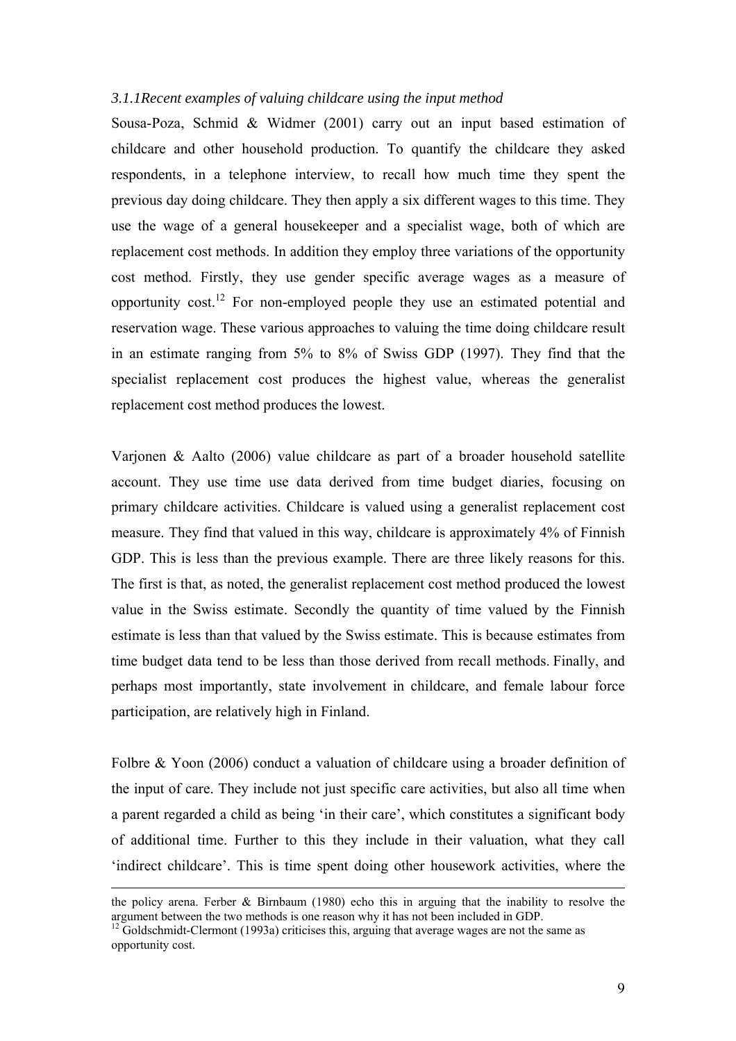### *3.1.1Recent examples of valuing childcare using the input method*

Sousa-Poza, Schmid & Widmer (2001) carry out an input based estimation of childcare and other household production. To quantify the childcare they asked respondents, in a telephone interview, to recall how much time they spent the previous day doing childcare. They then apply a six different wages to this time. They use the wage of a general housekeeper and a specialist wage, both of which are replacement cost methods. In addition they employ three variations of the opportunity cost method. Firstly, they use gender specific average wages as a measure of opportunity cost.[12] For non-employed people they use an estimated potential and reservation wage. These various approaches to valuing the time doing childcare result in an estimate ranging from 5% to 8% of Swiss GDP (1997). They find that the specialist replacement cost produces the highest value, whereas the generalist replacement cost method produces the lowest.

Varjonen & Aalto (2006) value childcare as part of a broader household satellite account. They use time use data derived from time budget diaries, focusing on primary childcare activities. Childcare is valued using a generalist replacement cost measure. They find that valued in this way, childcare is approximately 4% of Finnish GDP. This is less than the previous example. There are three likely reasons for this. The first is that, as noted, the generalist replacement cost method produced the lowest value in the Swiss estimate. Secondly the quantity of time valued by the Finnish estimate is less than that valued by the Swiss estimate. This is because estimates from time budget data tend to be less than those derived from recall methods. Finally, and perhaps most importantly, state involvement in childcare, and female labour force participation, are relatively high in Finland.

Folbre & Yoon (2006) conduct a valuation of childcare using a broader definition of the input of care. They include not just specific care activities, but also all time when a parent regarded a child as being 'in their care', which constitutes a significant body of additional time. Further to this they include in their valuation, what they call 'indirect childcare'. This is time spent doing other housework activities, where the

---

the policy arena. Ferber & Birnbaum (1980) echo this in arguing that the inability to resolve the argument between the two methods is one reason why it has not been included in GDP.

[12] Goldschmidt-Clermont (1993a) criticises this, arguing that average wages are not the same as opportunity cost.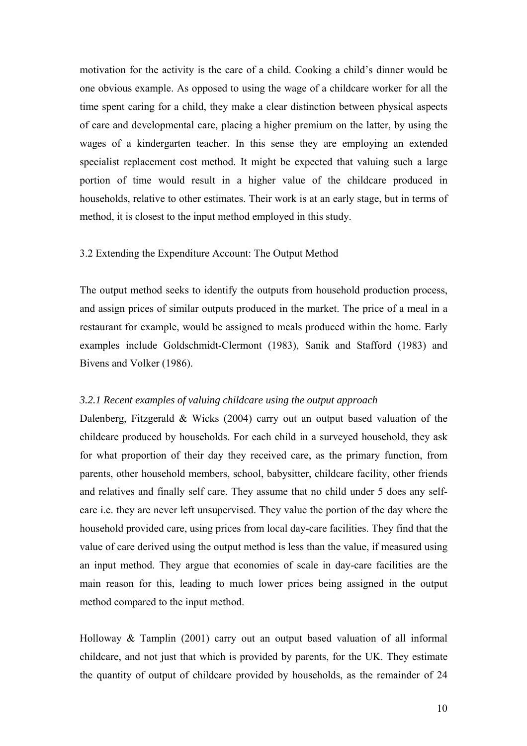motivation for the activity is the care of a child. Cooking a child's dinner would be one obvious example. As opposed to using the wage of a childcare worker for all the time spent caring for a child, they make a clear distinction between physical aspects of care and developmental care, placing a higher premium on the latter, by using the wages of a kindergarten teacher. In this sense they are employing an extended specialist replacement cost method. It might be expected that valuing such a large portion of time would result in a higher value of the childcare produced in households, relative to other estimates. Their work is at an early stage, but in terms of method, it is closest to the input method employed in this study.

### 3.2 Extending the Expenditure Account: The Output Method

The output method seeks to identify the outputs from household production process, and assign prices of similar outputs produced in the market. The price of a meal in a restaurant for example, would be assigned to meals produced within the home. Early examples include Goldschmidt-Clermont (1983), Sanik and Stafford (1983) and Bivens and Volker (1986).

#### *3.2.1 Recent examples of valuing childcare using the output approach*

Dalenberg, Fitzgerald & Wicks (2004) carry out an output based valuation of the childcare produced by households. For each child in a surveyed household, they ask for what proportion of their day they received care, as the primary function, from parents, other household members, school, babysitter, childcare facility, other friends and relatives and finally self care. They assume that no child under 5 does any self-care i.e. they are never left unsupervised. They value the portion of the day where the household provided care, using prices from local day-care facilities. They find that the value of care derived using the output method is less than the value, if measured using an input method. They argue that economies of scale in day-care facilities are the main reason for this, leading to much lower prices being assigned in the output method compared to the input method.

Holloway & Tamplin (2001) carry out an output based valuation of all informal childcare, and not just that which is provided by parents, for the UK. They estimate the quantity of output of childcare provided by households, as the remainder of 24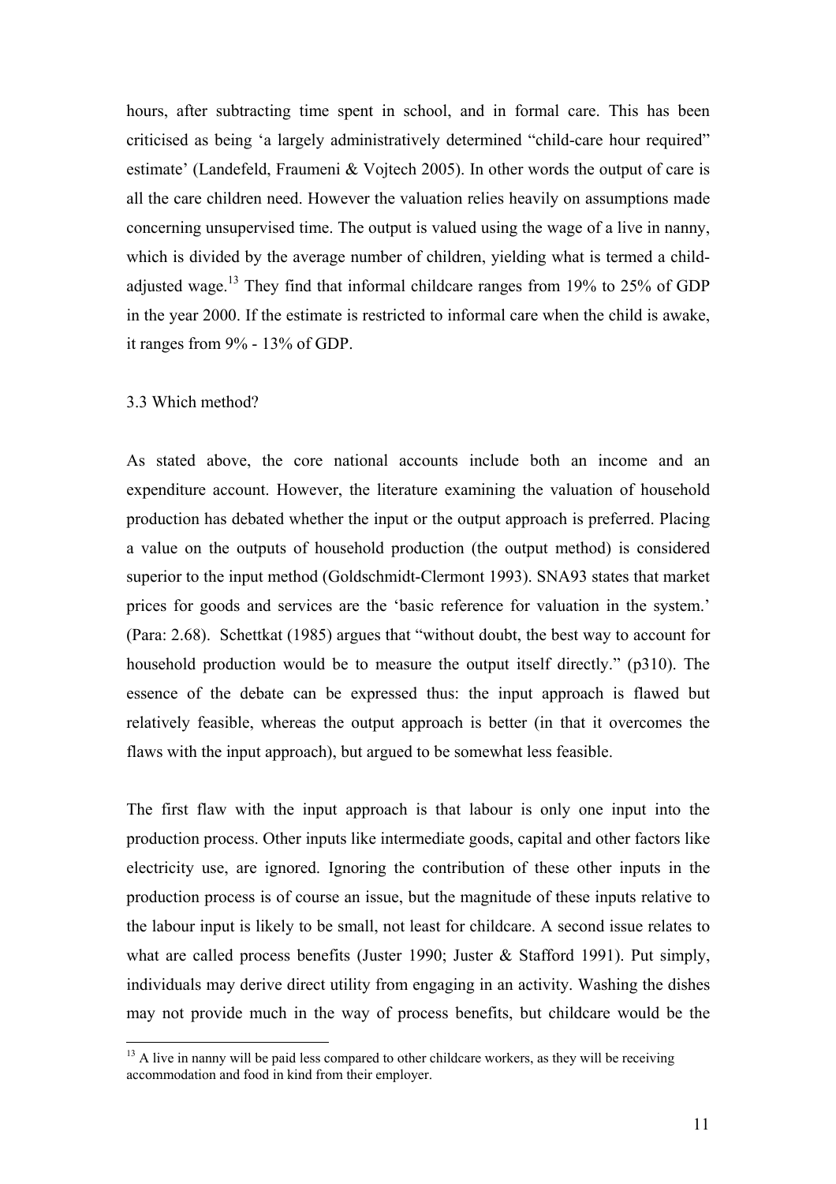hours, after subtracting time spent in school, and in formal care. This has been criticised as being 'a largely administratively determined "child-care hour required" estimate' (Landefeld, Fraumeni & Vojtech 2005). In other words the output of care is all the care children need. However the valuation relies heavily on assumptions made concerning unsupervised time. The output is valued using the wage of a live in nanny, which is divided by the average number of children, yielding what is termed a child-adjusted wage.[13] They find that informal childcare ranges from 19% to 25% of GDP in the year 2000. If the estimate is restricted to informal care when the child is awake, it ranges from 9% - 13% of GDP.

### 3.3 Which method?

As stated above, the core national accounts include both an income and an expenditure account. However, the literature examining the valuation of household production has debated whether the input or the output approach is preferred. Placing a value on the outputs of household production (the output method) is considered superior to the input method (Goldschmidt-Clermont 1993). SNA93 states that market prices for goods and services are the 'basic reference for valuation in the system.' (Para: 2.68). Schettkat (1985) argues that "without doubt, the best way to account for household production would be to measure the output itself directly." (p310). The essence of the debate can be expressed thus: the input approach is flawed but relatively feasible, whereas the output approach is better (in that it overcomes the flaws with the input approach), but argued to be somewhat less feasible.

The first flaw with the input approach is that labour is only one input into the production process. Other inputs like intermediate goods, capital and other factors like electricity use, are ignored. Ignoring the contribution of these other inputs in the production process is of course an issue, but the magnitude of these inputs relative to the labour input is likely to be small, not least for childcare. A second issue relates to what are called process benefits (Juster 1990; Juster & Stafford 1991). Put simply, individuals may derive direct utility from engaging in an activity. Washing the dishes may not provide much in the way of process benefits, but childcare would be the

[13] A live in nanny will be paid less compared to other childcare workers, as they will be receiving accommodation and food in kind from their employer.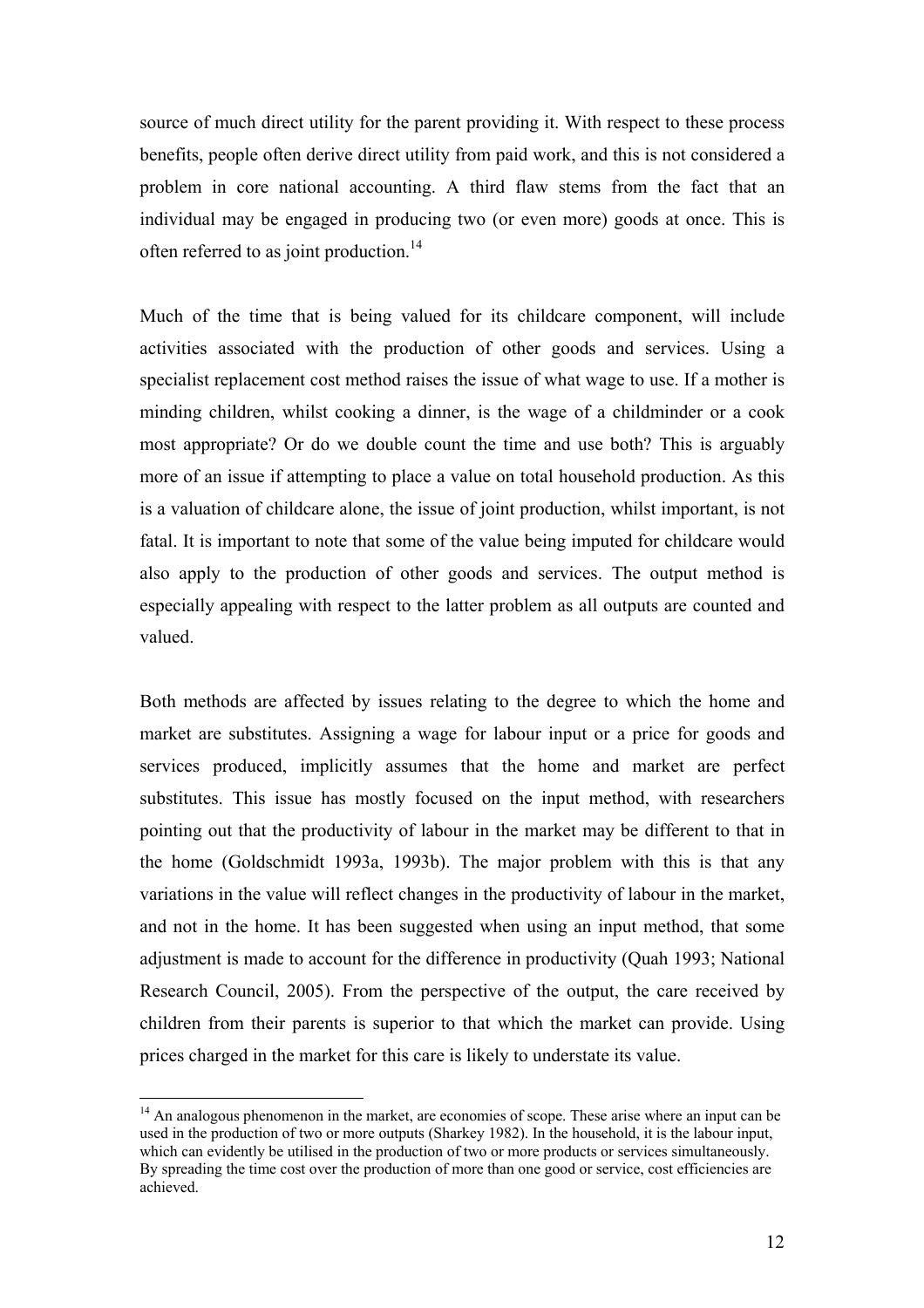source of much direct utility for the parent providing it. With respect to these process benefits, people often derive direct utility from paid work, and this is not considered a problem in core national accounting. A third flaw stems from the fact that an individual may be engaged in producing two (or even more) goods at once. This is often referred to as joint production.[14]

Much of the time that is being valued for its childcare component, will include activities associated with the production of other goods and services. Using a specialist replacement cost method raises the issue of what wage to use. If a mother is minding children, whilst cooking a dinner, is the wage of a childminder or a cook most appropriate? Or do we double count the time and use both? This is arguably more of an issue if attempting to place a value on total household production. As this is a valuation of childcare alone, the issue of joint production, whilst important, is not fatal. It is important to note that some of the value being imputed for childcare would also apply to the production of other goods and services. The output method is especially appealing with respect to the latter problem as all outputs are counted and valued.

Both methods are affected by issues relating to the degree to which the home and market are substitutes. Assigning a wage for labour input or a price for goods and services produced, implicitly assumes that the home and market are perfect substitutes. This issue has mostly focused on the input method, with researchers pointing out that the productivity of labour in the market may be different to that in the home (Goldschmidt 1993a, 1993b). The major problem with this is that any variations in the value will reflect changes in the productivity of labour in the market, and not in the home. It has been suggested when using an input method, that some adjustment is made to account for the difference in productivity (Quah 1993; National Research Council, 2005). From the perspective of the output, the care received by children from their parents is superior to that which the market can provide. Using prices charged in the market for this care is likely to understate its value.

[14] An analogous phenomenon in the market, are economies of scope. These arise where an input can be used in the production of two or more outputs (Sharkey 1982). In the household, it is the labour input, which can evidently be utilised in the production of two or more products or services simultaneously. By spreading the time cost over the production of more than one good or service, cost efficiencies are achieved.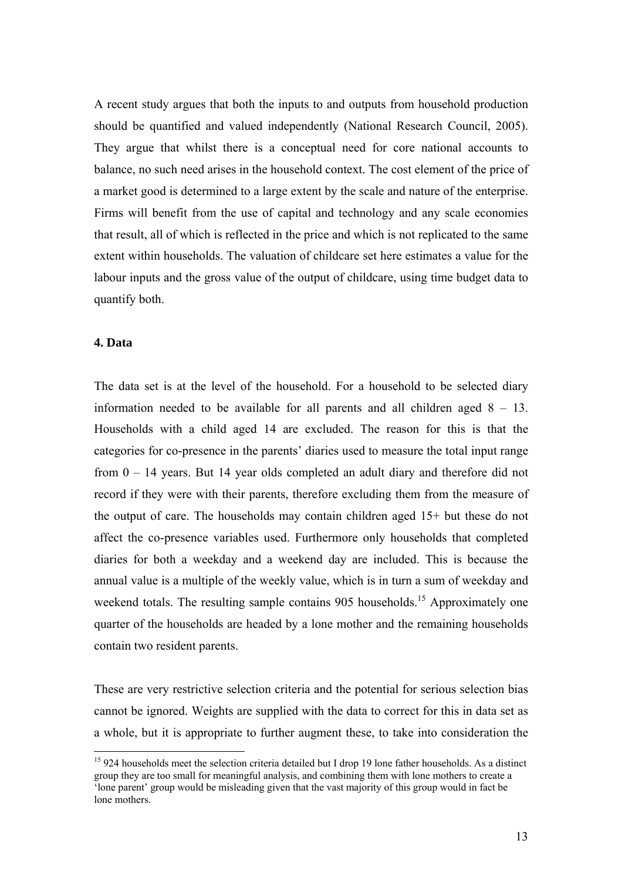A recent study argues that both the inputs to and outputs from household production should be quantified and valued independently (National Research Council, 2005). They argue that whilst there is a conceptual need for core national accounts to balance, no such need arises in the household context. The cost element of the price of a market good is determined to a large extent by the scale and nature of the enterprise. Firms will benefit from the use of capital and technology and any scale economies that result, all of which is reflected in the price and which is not replicated to the same extent within households. The valuation of childcare set here estimates a value for the labour inputs and the gross value of the output of childcare, using time budget data to quantify both.

## 4. Data

The data set is at the level of the household. For a household to be selected diary information needed to be available for all parents and all children aged 8 – 13. Households with a child aged 14 are excluded. The reason for this is that the categories for co-presence in the parents' diaries used to measure the total input range from 0 – 14 years. But 14 year olds completed an adult diary and therefore did not record if they were with their parents, therefore excluding them from the measure of the output of care. The households may contain children aged 15+ but these do not affect the co-presence variables used. Furthermore only households that completed diaries for both a weekday and a weekend day are included. This is because the annual value is a multiple of the weekly value, which is in turn a sum of weekday and weekend totals. The resulting sample contains 905 households.[15] Approximately one quarter of the households are headed by a lone mother and the remaining households contain two resident parents.

These are very restrictive selection criteria and the potential for serious selection bias cannot be ignored. Weights are supplied with the data to correct for this in data set as a whole, but it is appropriate to further augment these, to take into consideration the

[15] 924 households meet the selection criteria detailed but I drop 19 lone father households. As a distinct group they are too small for meaningful analysis, and combining them with lone mothers to create a 'lone parent' group would be misleading given that the vast majority of this group would in fact be lone mothers.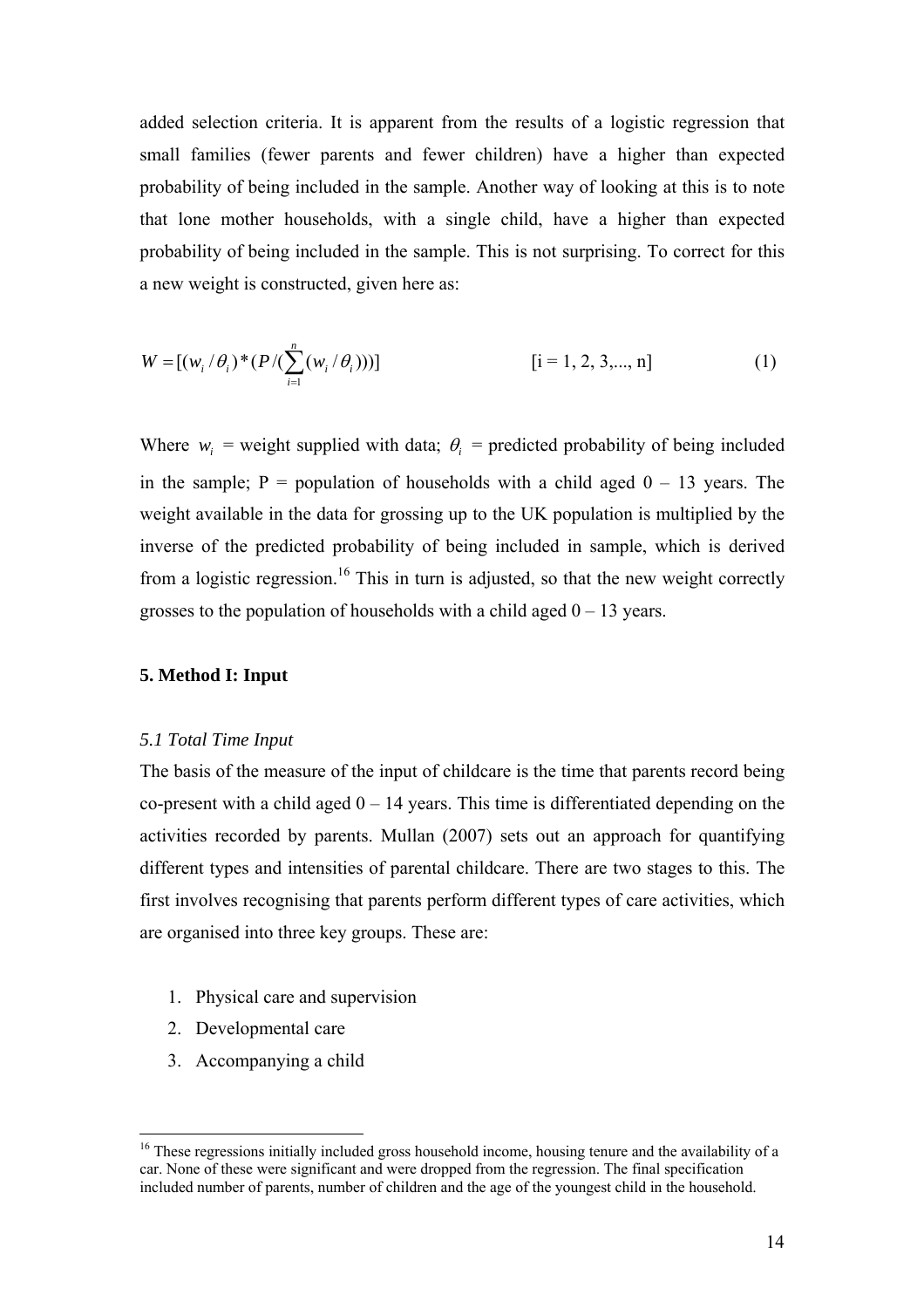added selection criteria. It is apparent from the results of a logistic regression that small families (fewer parents and fewer children) have a higher than expected probability of being included in the sample. Another way of looking at this is to note that lone mother households, with a single child, have a higher than expected probability of being included in the sample. This is not surprising. To correct for this a new weight is constructed, given here as:

$$W = [(w_i / \theta_i) * (P / (\sum_{i=1}^{n} (w_i / \theta_i)))] \qquad [i = 1, 2, 3, ..., n] \qquad (1)$$

Where $w_i$ = weight supplied with data; $\theta_i$ = predicted probability of being included in the sample; P = population of households with a child aged 0 – 13 years. The weight available in the data for grossing up to the UK population is multiplied by the inverse of the predicted probability of being included in sample, which is derived from a logistic regression.[16] This in turn is adjusted, so that the new weight correctly grosses to the population of households with a child aged 0 – 13 years.

## 5. Method I: Input

### *5.1 Total Time Input*

The basis of the measure of the input of childcare is the time that parents record being co-present with a child aged 0 – 14 years. This time is differentiated depending on the activities recorded by parents. Mullan (2007) sets out an approach for quantifying different types and intensities of parental childcare. There are two stages to this. The first involves recognising that parents perform different types of care activities, which are organised into three key groups. These are:

1. Physical care and supervision
2. Developmental care
3. Accompanying a child

[16] These regressions initially included gross household income, housing tenure and the availability of a car. None of these were significant and were dropped from the regression. The final specification included number of parents, number of children and the age of the youngest child in the household.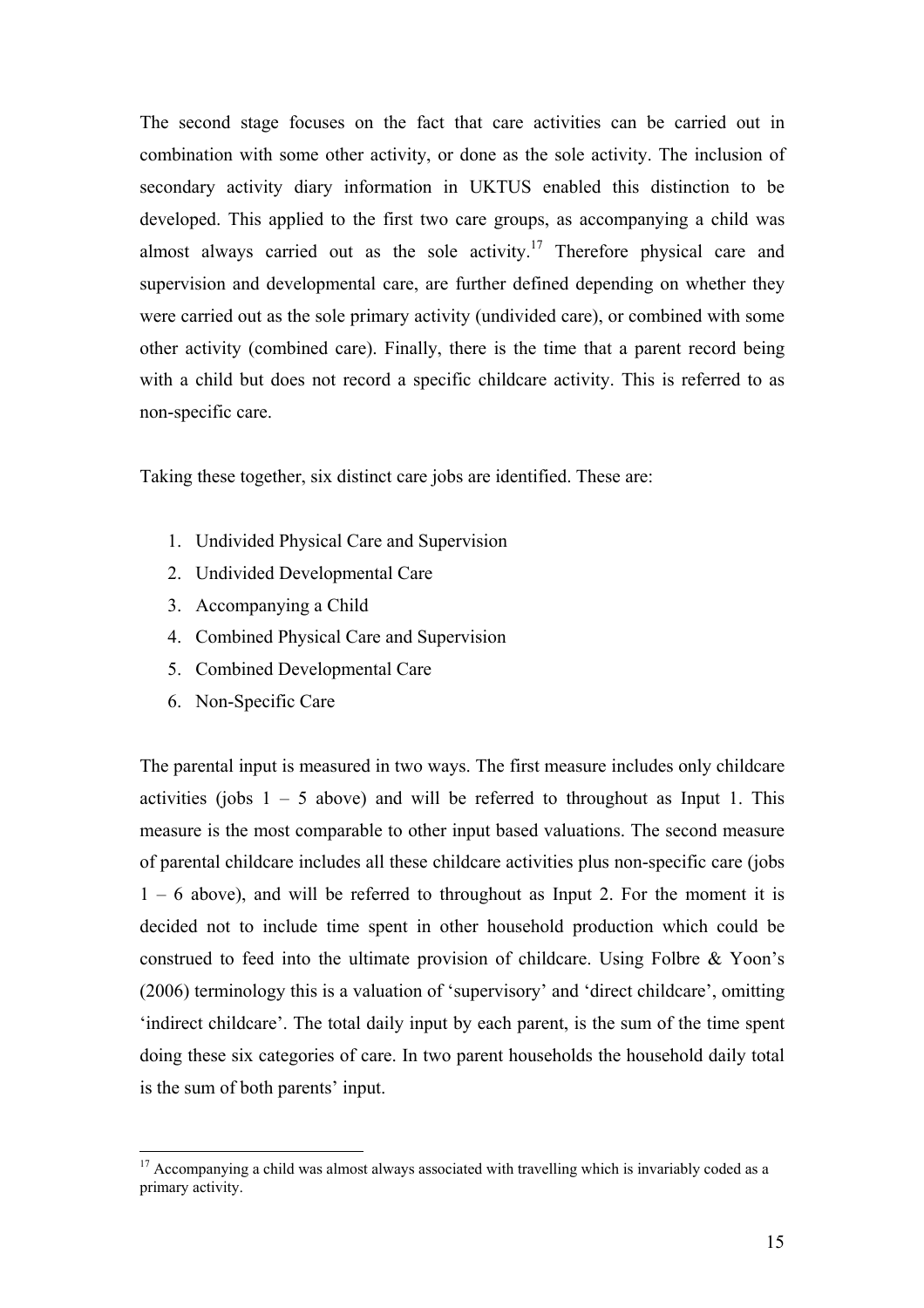The second stage focuses on the fact that care activities can be carried out in combination with some other activity, or done as the sole activity. The inclusion of secondary activity diary information in UKTUS enabled this distinction to be developed. This applied to the first two care groups, as accompanying a child was almost always carried out as the sole activity.[17] Therefore physical care and supervision and developmental care, are further defined depending on whether they were carried out as the sole primary activity (undivided care), or combined with some other activity (combined care). Finally, there is the time that a parent record being with a child but does not record a specific childcare activity. This is referred to as non-specific care.

Taking these together, six distinct care jobs are identified. These are:

1. Undivided Physical Care and Supervision
2. Undivided Developmental Care
3. Accompanying a Child
4. Combined Physical Care and Supervision
5. Combined Developmental Care
6. Non-Specific Care

The parental input is measured in two ways. The first measure includes only childcare activities (jobs 1 – 5 above) and will be referred to throughout as Input 1. This measure is the most comparable to other input based valuations. The second measure of parental childcare includes all these childcare activities plus non-specific care (jobs 1 – 6 above), and will be referred to throughout as Input 2. For the moment it is decided not to include time spent in other household production which could be construed to feed into the ultimate provision of childcare. Using Folbre & Yoon's (2006) terminology this is a valuation of 'supervisory' and 'direct childcare', omitting 'indirect childcare'. The total daily input by each parent, is the sum of the time spent doing these six categories of care. In two parent households the household daily total is the sum of both parents' input.

[17] Accompanying a child was almost always associated with travelling which is invariably coded as a primary activity.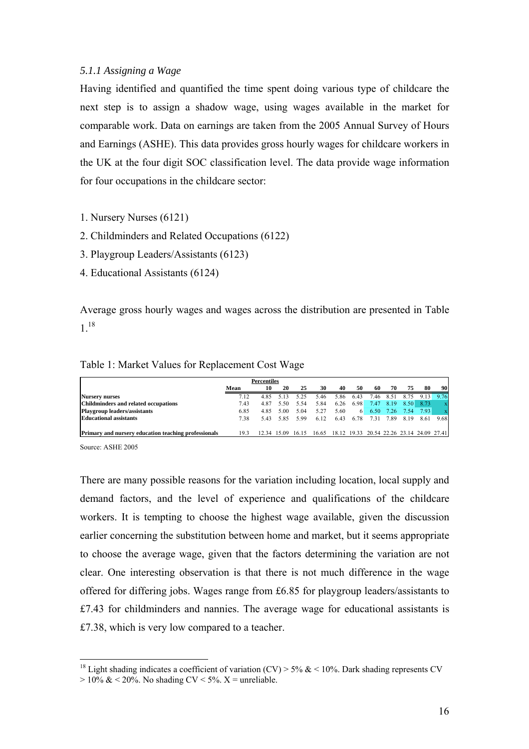*5.1.1 Assigning a Wage*

Having identified and quantified the time spent doing various type of childcare the next step is to assign a shadow wage, using wages available in the market for comparable work. Data on earnings are taken from the 2005 Annual Survey of Hours and Earnings (ASHE). This data provides gross hourly wages for childcare workers in the UK at the four digit SOC classification level. The data provide wage information for four occupations in the childcare sector:

1. Nursery Nurses (6121)
2. Childminders and Related Occupations (6122)
3. Playgroup Leaders/Assistants (6123)
4. Educational Assistants (6124)

Average gross hourly wages and wages across the distribution are presented in Table 1.[18]

Table 1: Market Values for Replacement Cost Wage

| | | Percentiles | | | | | | | | | | |
|---|---|---|---|---|---|---|---|---|---|---|---|---|
| | Mean | 10 | 20 | 25 | 30 | 40 | 50 | 60 | 70 | 75 | 80 | 90 |
| **Nursery nurses** | 7.12 | 4.85 | 5.13 | 5.25 | 5.46 | 5.86 | 6.43 | 7.46 | 8.51 | 8.75 | 9.13 | 9.76 |
| **Childminders and related occupations** | 7.43 | 4.87 | 5.50 | 5.54 | 5.84 | 6.26 | 6.98 | 7.47 | 8.19 | 8.50 | 8.73 | x |
| **Playgroup leaders/assistants** | 6.85 | 4.85 | 5.00 | 5.04 | 5.27 | 5.60 | 6 | 6.50 | 7.26 | 7.54 | 7.93 | x |
| **Educational assistants** | 7.38 | 5.43 | 5.85 | 5.99 | 6.12 | 6.43 | 6.78 | 7.31 | 7.89 | 8.19 | 8.61 | 9.68 |
| **Primary and nursery education teaching professionals** | 19.3 | 12.34 | 15.09 | 16.15 | 16.65 | 18.12 | 19.33 | 20.54 | 22.26 | 23.14 | 24.09 | 27.41 |

Source: ASHE 2005

There are many possible reasons for the variation including location, local supply and demand factors, and the level of experience and qualifications of the childcare workers. It is tempting to choose the highest wage available, given the discussion earlier concerning the substitution between home and market, but it seems appropriate to choose the average wage, given that the factors determining the variation are not clear. One interesting observation is that there is not much difference in the wage offered for differing jobs. Wages range from £6.85 for playgroup leaders/assistants to £7.43 for childminders and nannies. The average wage for educational assistants is £7.38, which is very low compared to a teacher.

[18] Light shading indicates a coefficient of variation (CV) > 5% & < 10%. Dark shading represents CV > 10% & < 20%. No shading CV < 5%. X = unreliable.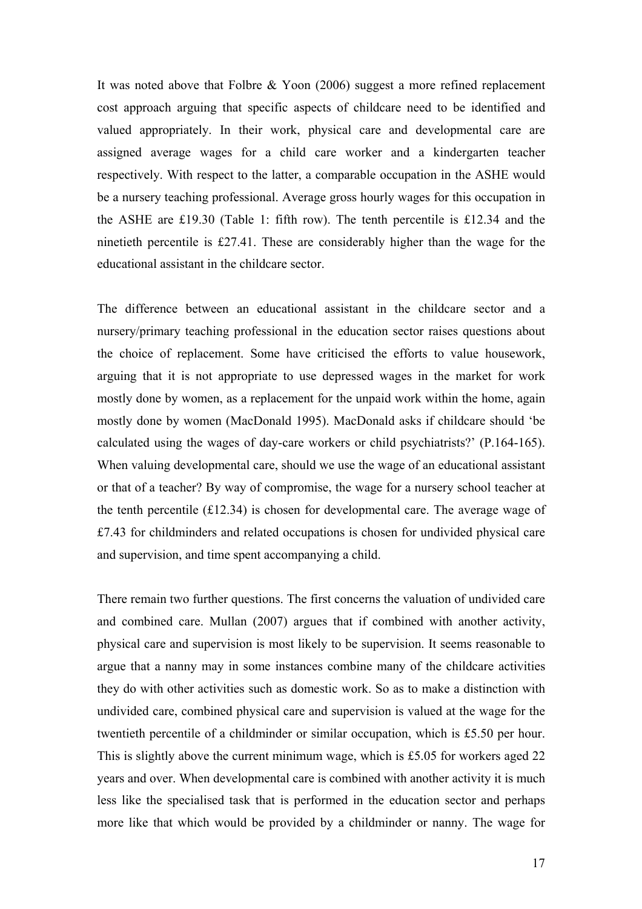It was noted above that Folbre & Yoon (2006) suggest a more refined replacement cost approach arguing that specific aspects of childcare need to be identified and valued appropriately. In their work, physical care and developmental care are assigned average wages for a child care worker and a kindergarten teacher respectively. With respect to the latter, a comparable occupation in the ASHE would be a nursery teaching professional. Average gross hourly wages for this occupation in the ASHE are £19.30 (Table 1: fifth row). The tenth percentile is £12.34 and the ninetieth percentile is £27.41. These are considerably higher than the wage for the educational assistant in the childcare sector.

The difference between an educational assistant in the childcare sector and a nursery/primary teaching professional in the education sector raises questions about the choice of replacement. Some have criticised the efforts to value housework, arguing that it is not appropriate to use depressed wages in the market for work mostly done by women, as a replacement for the unpaid work within the home, again mostly done by women (MacDonald 1995). MacDonald asks if childcare should 'be calculated using the wages of day-care workers or child psychiatrists?' (P.164-165). When valuing developmental care, should we use the wage of an educational assistant or that of a teacher? By way of compromise, the wage for a nursery school teacher at the tenth percentile (£12.34) is chosen for developmental care. The average wage of £7.43 for childminders and related occupations is chosen for undivided physical care and supervision, and time spent accompanying a child.

There remain two further questions. The first concerns the valuation of undivided care and combined care. Mullan (2007) argues that if combined with another activity, physical care and supervision is most likely to be supervision. It seems reasonable to argue that a nanny may in some instances combine many of the childcare activities they do with other activities such as domestic work. So as to make a distinction with undivided care, combined physical care and supervision is valued at the wage for the twentieth percentile of a childminder or similar occupation, which is £5.50 per hour. This is slightly above the current minimum wage, which is £5.05 for workers aged 22 years and over. When developmental care is combined with another activity it is much less like the specialised task that is performed in the education sector and perhaps more like that which would be provided by a childminder or nanny. The wage for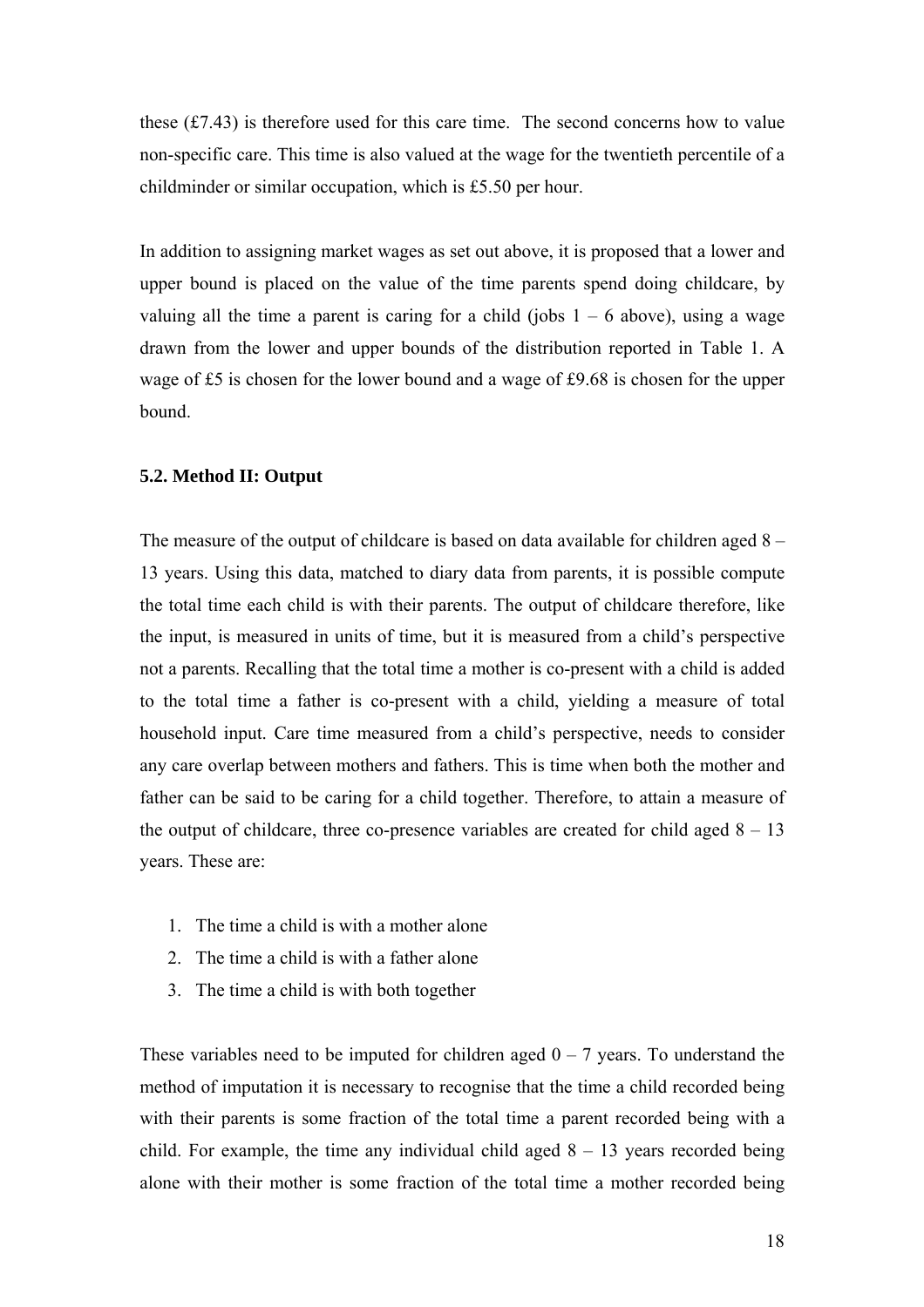these (£7.43) is therefore used for this care time. The second concerns how to value non-specific care. This time is also valued at the wage for the twentieth percentile of a childminder or similar occupation, which is £5.50 per hour.

In addition to assigning market wages as set out above, it is proposed that a lower and upper bound is placed on the value of the time parents spend doing childcare, by valuing all the time a parent is caring for a child (jobs 1 – 6 above), using a wage drawn from the lower and upper bounds of the distribution reported in Table 1. A wage of £5 is chosen for the lower bound and a wage of £9.68 is chosen for the upper bound.

### 5.2. Method II: Output

The measure of the output of childcare is based on data available for children aged 8 – 13 years. Using this data, matched to diary data from parents, it is possible compute the total time each child is with their parents. The output of childcare therefore, like the input, is measured in units of time, but it is measured from a child's perspective not a parents. Recalling that the total time a mother is co-present with a child is added to the total time a father is co-present with a child, yielding a measure of total household input. Care time measured from a child's perspective, needs to consider any care overlap between mothers and fathers. This is time when both the mother and father can be said to be caring for a child together. Therefore, to attain a measure of the output of childcare, three co-presence variables are created for child aged 8 – 13 years. These are:

1. The time a child is with a mother alone
2. The time a child is with a father alone
3. The time a child is with both together

These variables need to be imputed for children aged 0 – 7 years. To understand the method of imputation it is necessary to recognise that the time a child recorded being with their parents is some fraction of the total time a parent recorded being with a child. For example, the time any individual child aged 8 – 13 years recorded being alone with their mother is some fraction of the total time a mother recorded being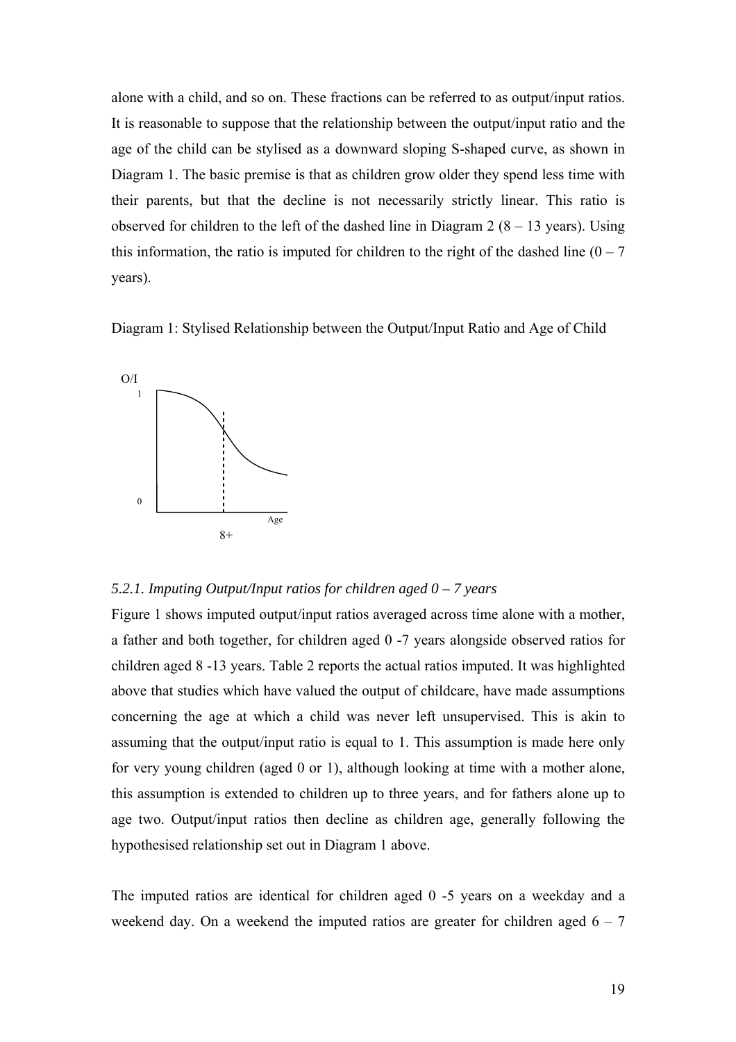alone with a child, and so on. These fractions can be referred to as output/input ratios. It is reasonable to suppose that the relationship between the output/input ratio and the age of the child can be stylised as a downward sloping S-shaped curve, as shown in Diagram 1. The basic premise is that as children grow older they spend less time with their parents, but that the decline is not necessarily strictly linear. This ratio is observed for children to the left of the dashed line in Diagram 2 (8 – 13 years). Using this information, the ratio is imputed for children to the right of the dashed line (0 – 7 years).

Diagram 1: Stylised Relationship between the Output/Input Ratio and Age of Child

O/I

1

0

Age

8+

### *5.2.1. Imputing Output/Input ratios for children aged 0 – 7 years*

Figure 1 shows imputed output/input ratios averaged across time alone with a mother, a father and both together, for children aged 0 -7 years alongside observed ratios for children aged 8 -13 years. Table 2 reports the actual ratios imputed. It was highlighted above that studies which have valued the output of childcare, have made assumptions concerning the age at which a child was never left unsupervised. This is akin to assuming that the output/input ratio is equal to 1. This assumption is made here only for very young children (aged 0 or 1), although looking at time with a mother alone, this assumption is extended to children up to three years, and for fathers alone up to age two. Output/input ratios then decline as children age, generally following the hypothesised relationship set out in Diagram 1 above.

The imputed ratios are identical for children aged 0 -5 years on a weekday and a weekend day. On a weekend the imputed ratios are greater for children aged 6 – 7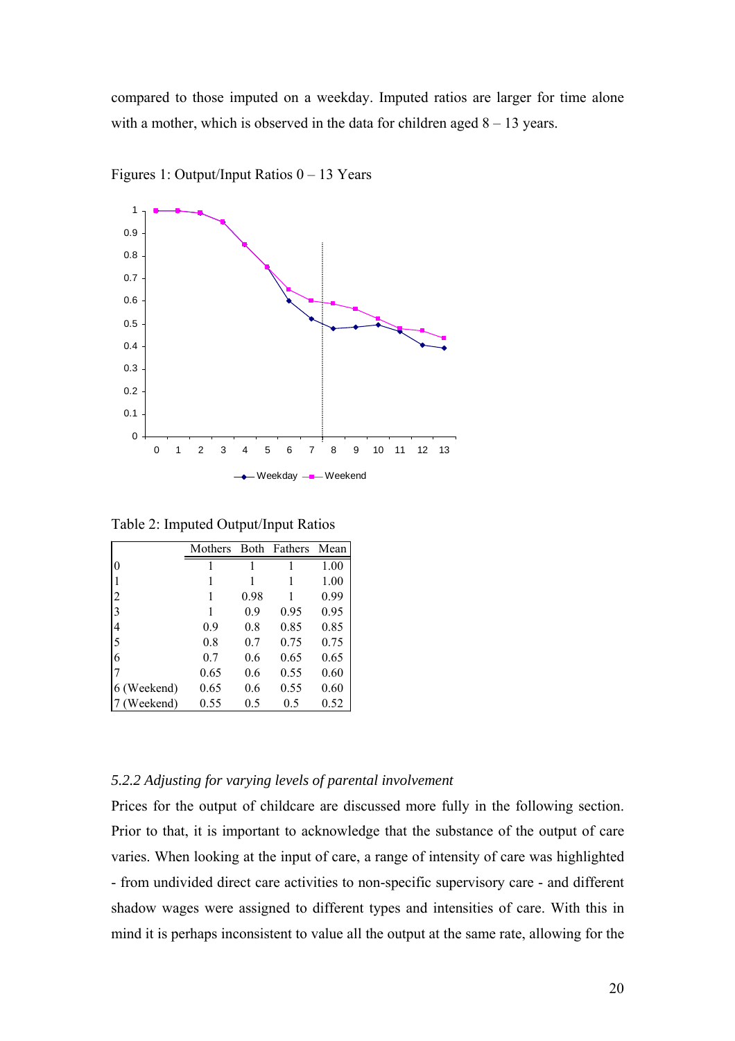compared to those imputed on a weekday. Imputed ratios are larger for time alone with a mother, which is observed in the data for children aged 8 – 13 years.

Figures 1: Output/Input Ratios 0 – 13 Years

Table 2: Imputed Output/Input Ratios

| | Mothers | Both | Fathers | Mean |
|---|---|---|---|---|
| 0 | 1 | 1 | 1 | 1.00 |
| 1 | 1 | 1 | 1 | 1.00 |
| 2 | 1 | 0.98 | 1 | 0.99 |
| 3 | 1 | 0.9 | 0.95 | 0.95 |
| 4 | 0.9 | 0.8 | 0.85 | 0.85 |
| 5 | 0.8 | 0.7 | 0.75 | 0.75 |
| 6 | 0.7 | 0.6 | 0.65 | 0.65 |
| 7 | 0.65 | 0.6 | 0.55 | 0.60 |
| 6 (Weekend) | 0.65 | 0.6 | 0.55 | 0.60 |
| 7 (Weekend) | 0.55 | 0.5 | 0.5 | 0.52 |

*5.2.2 Adjusting for varying levels of parental involvement*

Prices for the output of childcare are discussed more fully in the following section. Prior to that, it is important to acknowledge that the substance of the output of care varies. When looking at the input of care, a range of intensity of care was highlighted - from undivided direct care activities to non-specific supervisory care - and different shadow wages were assigned to different types and intensities of care. With this in mind it is perhaps inconsistent to value all the output at the same rate, allowing for the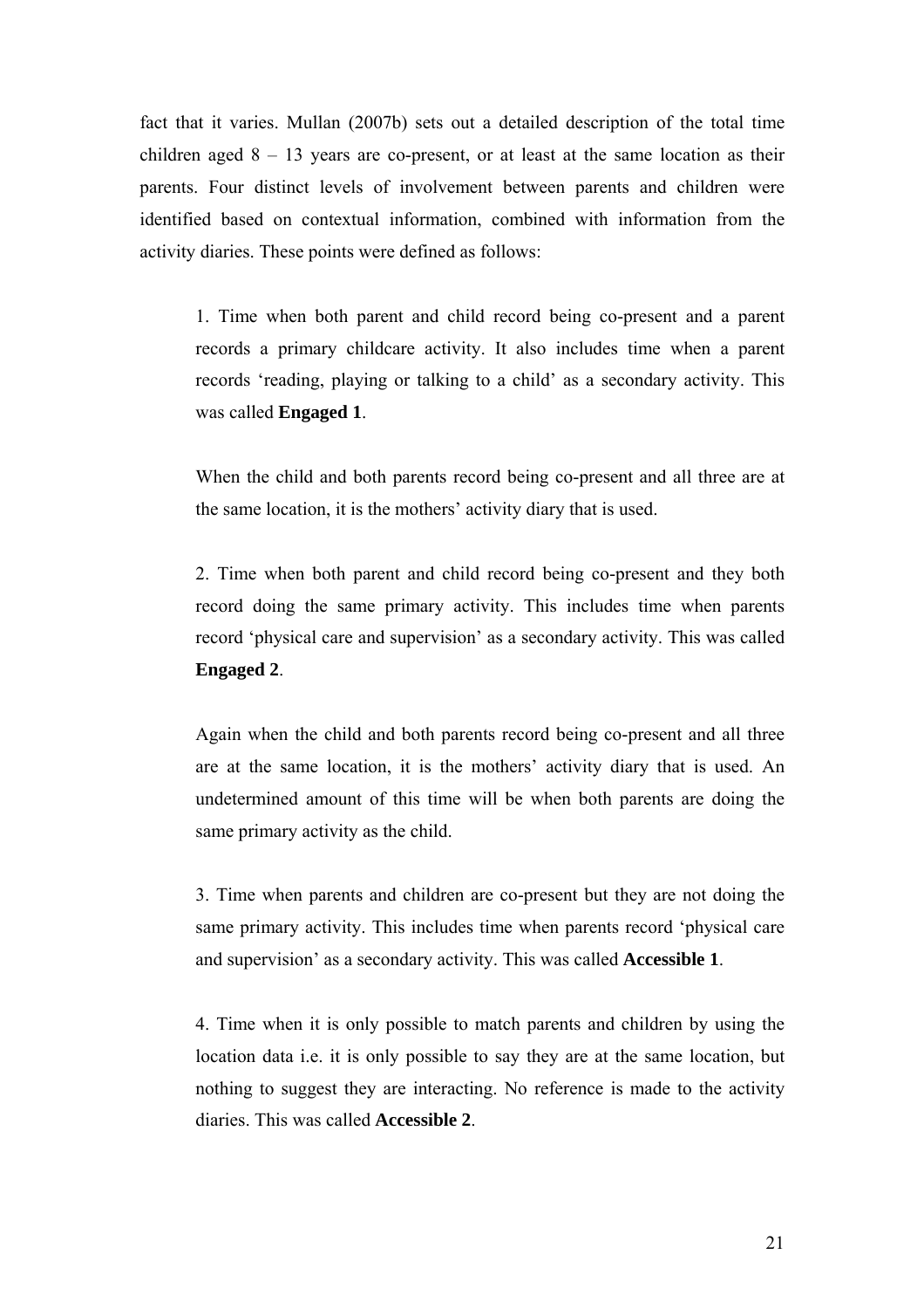fact that it varies. Mullan (2007b) sets out a detailed description of the total time children aged 8 – 13 years are co-present, or at least at the same location as their parents. Four distinct levels of involvement between parents and children were identified based on contextual information, combined with information from the activity diaries. These points were defined as follows:

1. Time when both parent and child record being co-present and a parent records a primary childcare activity. It also includes time when a parent records 'reading, playing or talking to a child' as a secondary activity. This was called **Engaged 1**.

When the child and both parents record being co-present and all three are at the same location, it is the mothers' activity diary that is used.

2. Time when both parent and child record being co-present and they both record doing the same primary activity. This includes time when parents record 'physical care and supervision' as a secondary activity. This was called **Engaged 2**.

Again when the child and both parents record being co-present and all three are at the same location, it is the mothers' activity diary that is used. An undetermined amount of this time will be when both parents are doing the same primary activity as the child.

3. Time when parents and children are co-present but they are not doing the same primary activity. This includes time when parents record 'physical care and supervision' as a secondary activity. This was called **Accessible 1**.

4. Time when it is only possible to match parents and children by using the location data i.e. it is only possible to say they are at the same location, but nothing to suggest they are interacting. No reference is made to the activity diaries. This was called **Accessible 2**.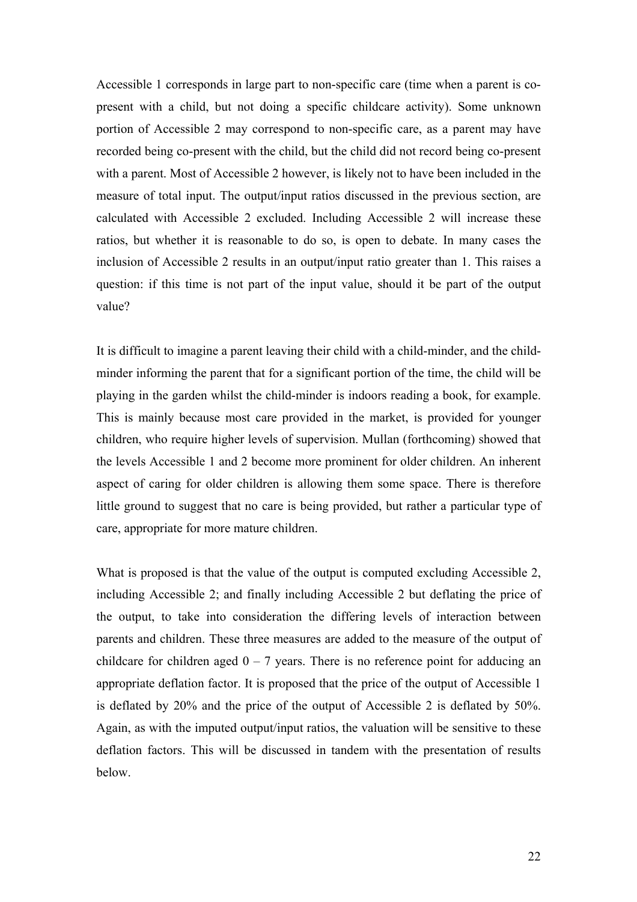Accessible 1 corresponds in large part to non-specific care (time when a parent is co-present with a child, but not doing a specific childcare activity). Some unknown portion of Accessible 2 may correspond to non-specific care, as a parent may have recorded being co-present with the child, but the child did not record being co-present with a parent. Most of Accessible 2 however, is likely not to have been included in the measure of total input. The output/input ratios discussed in the previous section, are calculated with Accessible 2 excluded. Including Accessible 2 will increase these ratios, but whether it is reasonable to do so, is open to debate. In many cases the inclusion of Accessible 2 results in an output/input ratio greater than 1. This raises a question: if this time is not part of the input value, should it be part of the output value?

It is difficult to imagine a parent leaving their child with a child-minder, and the child-minder informing the parent that for a significant portion of the time, the child will be playing in the garden whilst the child-minder is indoors reading a book, for example. This is mainly because most care provided in the market, is provided for younger children, who require higher levels of supervision. Mullan (forthcoming) showed that the levels Accessible 1 and 2 become more prominent for older children. An inherent aspect of caring for older children is allowing them some space. There is therefore little ground to suggest that no care is being provided, but rather a particular type of care, appropriate for more mature children.

What is proposed is that the value of the output is computed excluding Accessible 2, including Accessible 2; and finally including Accessible 2 but deflating the price of the output, to take into consideration the differing levels of interaction between parents and children. These three measures are added to the measure of the output of childcare for children aged 0 – 7 years. There is no reference point for adducing an appropriate deflation factor. It is proposed that the price of the output of Accessible 1 is deflated by 20% and the price of the output of Accessible 2 is deflated by 50%. Again, as with the imputed output/input ratios, the valuation will be sensitive to these deflation factors. This will be discussed in tandem with the presentation of results below.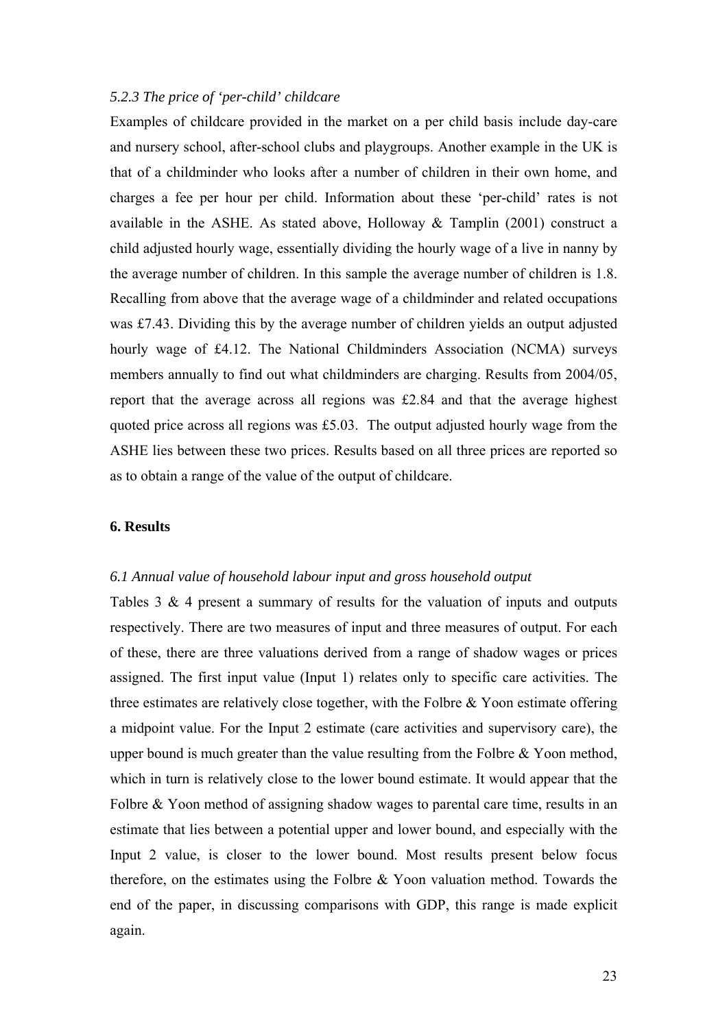### *5.2.3 The price of 'per-child' childcare*

Examples of childcare provided in the market on a per child basis include day-care and nursery school, after-school clubs and playgroups. Another example in the UK is that of a childminder who looks after a number of children in their own home, and charges a fee per hour per child. Information about these 'per-child' rates is not available in the ASHE. As stated above, Holloway & Tamplin (2001) construct a child adjusted hourly wage, essentially dividing the hourly wage of a live in nanny by the average number of children. In this sample the average number of children is 1.8. Recalling from above that the average wage of a childminder and related occupations was £7.43. Dividing this by the average number of children yields an output adjusted hourly wage of £4.12. The National Childminders Association (NCMA) surveys members annually to find out what childminders are charging. Results from 2004/05, report that the average across all regions was £2.84 and that the average highest quoted price across all regions was £5.03. The output adjusted hourly wage from the ASHE lies between these two prices. Results based on all three prices are reported so as to obtain a range of the value of the output of childcare.

## 6. Results

### *6.1 Annual value of household labour input and gross household output*

Tables 3 & 4 present a summary of results for the valuation of inputs and outputs respectively. There are two measures of input and three measures of output. For each of these, there are three valuations derived from a range of shadow wages or prices assigned. The first input value (Input 1) relates only to specific care activities. The three estimates are relatively close together, with the Folbre & Yoon estimate offering a midpoint value. For the Input 2 estimate (care activities and supervisory care), the upper bound is much greater than the value resulting from the Folbre & Yoon method, which in turn is relatively close to the lower bound estimate. It would appear that the Folbre & Yoon method of assigning shadow wages to parental care time, results in an estimate that lies between a potential upper and lower bound, and especially with the Input 2 value, is closer to the lower bound. Most results present below focus therefore, on the estimates using the Folbre & Yoon valuation method. Towards the end of the paper, in discussing comparisons with GDP, this range is made explicit again.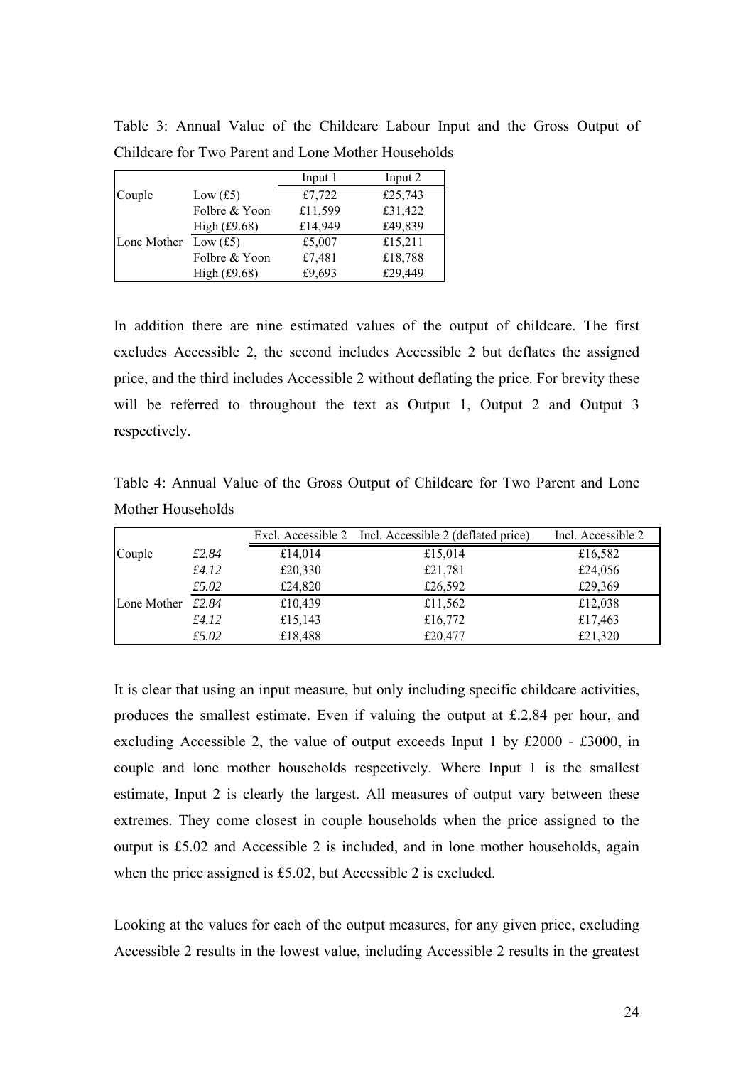Table 3: Annual Value of the Childcare Labour Input and the Gross Output of Childcare for Two Parent and Lone Mother Households

| | | Input 1 | Input 2 |
|---|---|---|---|
| Couple | Low (£5) | £7,722 | £25,743 |
| | Folbre & Yoon | £11,599 | £31,422 |
| | High (£9.68) | £14,949 | £49,839 |
| Lone Mother | Low (£5) | £5,007 | £15,211 |
| | Folbre & Yoon | £7,481 | £18,788 |
| | High (£9.68) | £9,693 | £29,449 |

In addition there are nine estimated values of the output of childcare. The first excludes Accessible 2, the second includes Accessible 2 but deflates the assigned price, and the third includes Accessible 2 without deflating the price. For brevity these will be referred to throughout the text as Output 1, Output 2 and Output 3 respectively.

Table 4: Annual Value of the Gross Output of Childcare for Two Parent and Lone Mother Households

| | | Excl. Accessible 2 | Incl. Accessible 2 (deflated price) | Incl. Accessible 2 |
|---|---|---|---|---|
| Couple | *£2.84* | £14,014 | £15,014 | £16,582 |
| | *£4.12* | £20,330 | £21,781 | £24,056 |
| | *£5.02* | £24,820 | £26,592 | £29,369 |
| Lone Mother | *£2.84* | £10,439 | £11,562 | £12,038 |
| | *£4.12* | £15,143 | £16,772 | £17,463 |
| | *£5.02* | £18,488 | £20,477 | £21,320 |

It is clear that using an input measure, but only including specific childcare activities, produces the smallest estimate. Even if valuing the output at £.2.84 per hour, and excluding Accessible 2, the value of output exceeds Input 1 by £2000 - £3000, in couple and lone mother households respectively. Where Input 1 is the smallest estimate, Input 2 is clearly the largest. All measures of output vary between these extremes. They come closest in couple households when the price assigned to the output is £5.02 and Accessible 2 is included, and in lone mother households, again when the price assigned is £5.02, but Accessible 2 is excluded.

Looking at the values for each of the output measures, for any given price, excluding Accessible 2 results in the lowest value, including Accessible 2 results in the greatest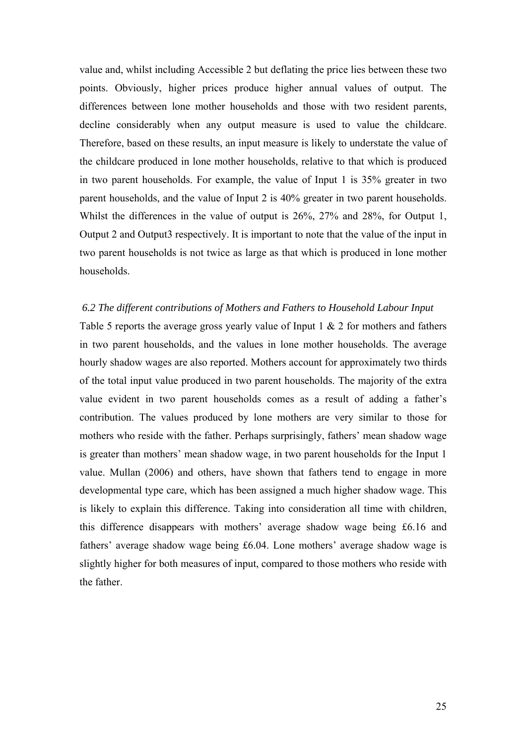value and, whilst including Accessible 2 but deflating the price lies between these two points. Obviously, higher prices produce higher annual values of output. The differences between lone mother households and those with two resident parents, decline considerably when any output measure is used to value the childcare. Therefore, based on these results, an input measure is likely to understate the value of the childcare produced in lone mother households, relative to that which is produced in two parent households. For example, the value of Input 1 is 35% greater in two parent households, and the value of Input 2 is 40% greater in two parent households. Whilst the differences in the value of output is 26%, 27% and 28%, for Output 1, Output 2 and Output3 respectively. It is important to note that the value of the input in two parent households is not twice as large as that which is produced in lone mother households.

### *6.2 The different contributions of Mothers and Fathers to Household Labour Input*

Table 5 reports the average gross yearly value of Input 1 & 2 for mothers and fathers in two parent households, and the values in lone mother households. The average hourly shadow wages are also reported. Mothers account for approximately two thirds of the total input value produced in two parent households. The majority of the extra value evident in two parent households comes as a result of adding a father's contribution. The values produced by lone mothers are very similar to those for mothers who reside with the father. Perhaps surprisingly, fathers' mean shadow wage is greater than mothers' mean shadow wage, in two parent households for the Input 1 value. Mullan (2006) and others, have shown that fathers tend to engage in more developmental type care, which has been assigned a much higher shadow wage. This is likely to explain this difference. Taking into consideration all time with children, this difference disappears with mothers' average shadow wage being £6.16 and fathers' average shadow wage being £6.04. Lone mothers' average shadow wage is slightly higher for both measures of input, compared to those mothers who reside with the father.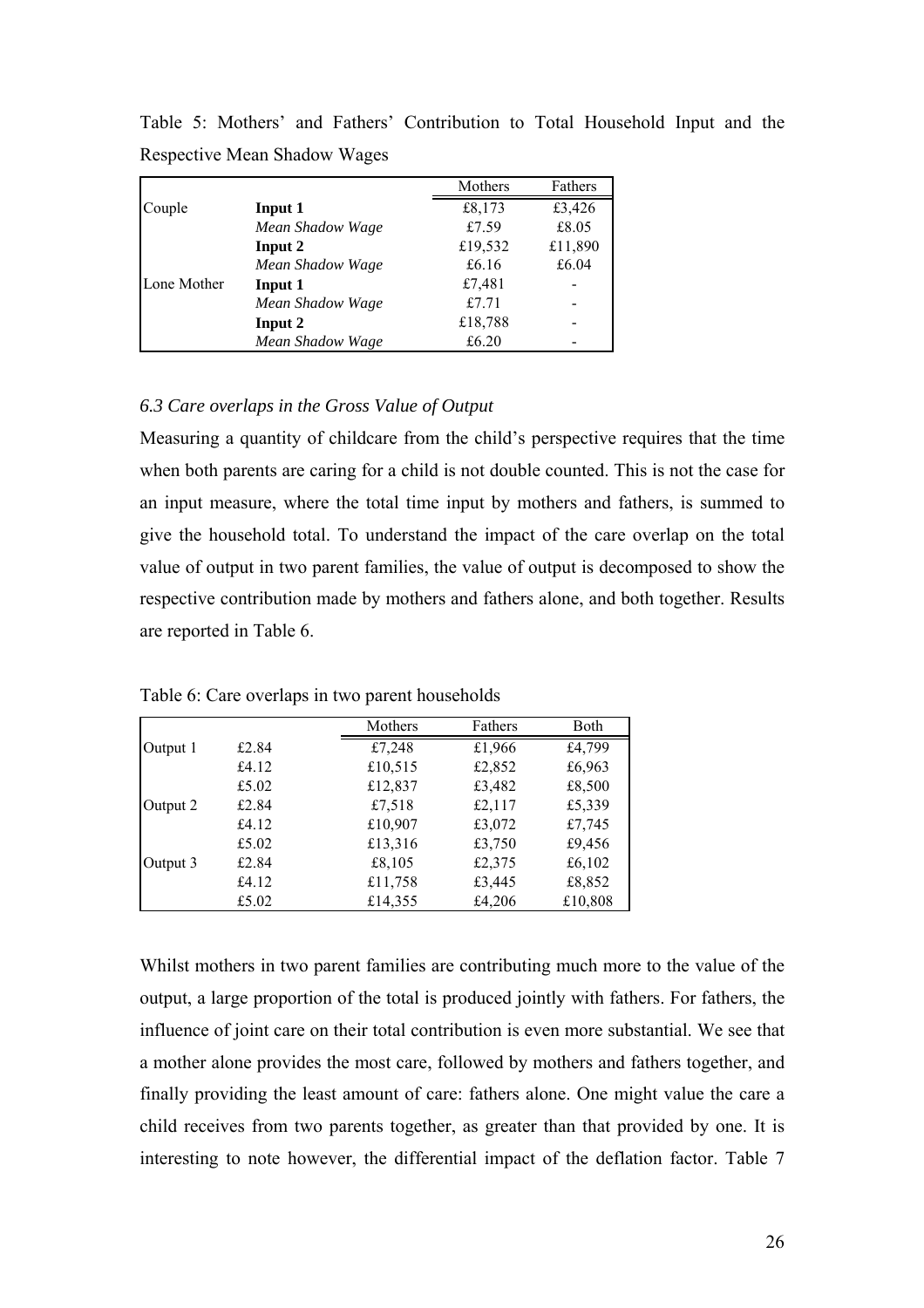Table 5: Mothers' and Fathers' Contribution to Total Household Input and the Respective Mean Shadow Wages

| | | Mothers | Fathers |
|---|---|---|---|
| Couple | **Input 1** | £8,173 | £3,426 |
| | *Mean Shadow Wage* | £7.59 | £8.05 |
| | **Input 2** | £19,532 | £11,890 |
| | *Mean Shadow Wage* | £6.16 | £6.04 |
| Lone Mother | **Input 1** | £7,481 | - |
| | *Mean Shadow Wage* | £7.71 | - |
| | **Input 2** | £18,788 | - |
| | *Mean Shadow Wage* | £6.20 | - |

### *6.3 Care overlaps in the Gross Value of Output*

Measuring a quantity of childcare from the child's perspective requires that the time when both parents are caring for a child is not double counted. This is not the case for an input measure, where the total time input by mothers and fathers, is summed to give the household total. To understand the impact of the care overlap on the total value of output in two parent families, the value of output is decomposed to show the respective contribution made by mothers and fathers alone, and both together. Results are reported in Table 6.

Table 6: Care overlaps in two parent households

| | | Mothers | Fathers | Both |
|---|---|---|---|---|
| Output 1 | £2.84 | £7,248 | £1,966 | £4,799 |
| | £4.12 | £10,515 | £2,852 | £6,963 |
| | £5.02 | £12,837 | £3,482 | £8,500 |
| Output 2 | £2.84 | £7,518 | £2,117 | £5,339 |
| | £4.12 | £10,907 | £3,072 | £7,745 |
| | £5.02 | £13,316 | £3,750 | £9,456 |
| Output 3 | £2.84 | £8,105 | £2,375 | £6,102 |
| | £4.12 | £11,758 | £3,445 | £8,852 |
| | £5.02 | £14,355 | £4,206 | £10,808 |

Whilst mothers in two parent families are contributing much more to the value of the output, a large proportion of the total is produced jointly with fathers. For fathers, the influence of joint care on their total contribution is even more substantial. We see that a mother alone provides the most care, followed by mothers and fathers together, and finally providing the least amount of care: fathers alone. One might value the care a child receives from two parents together, as greater than that provided by one. It is interesting to note however, the differential impact of the deflation factor. Table 7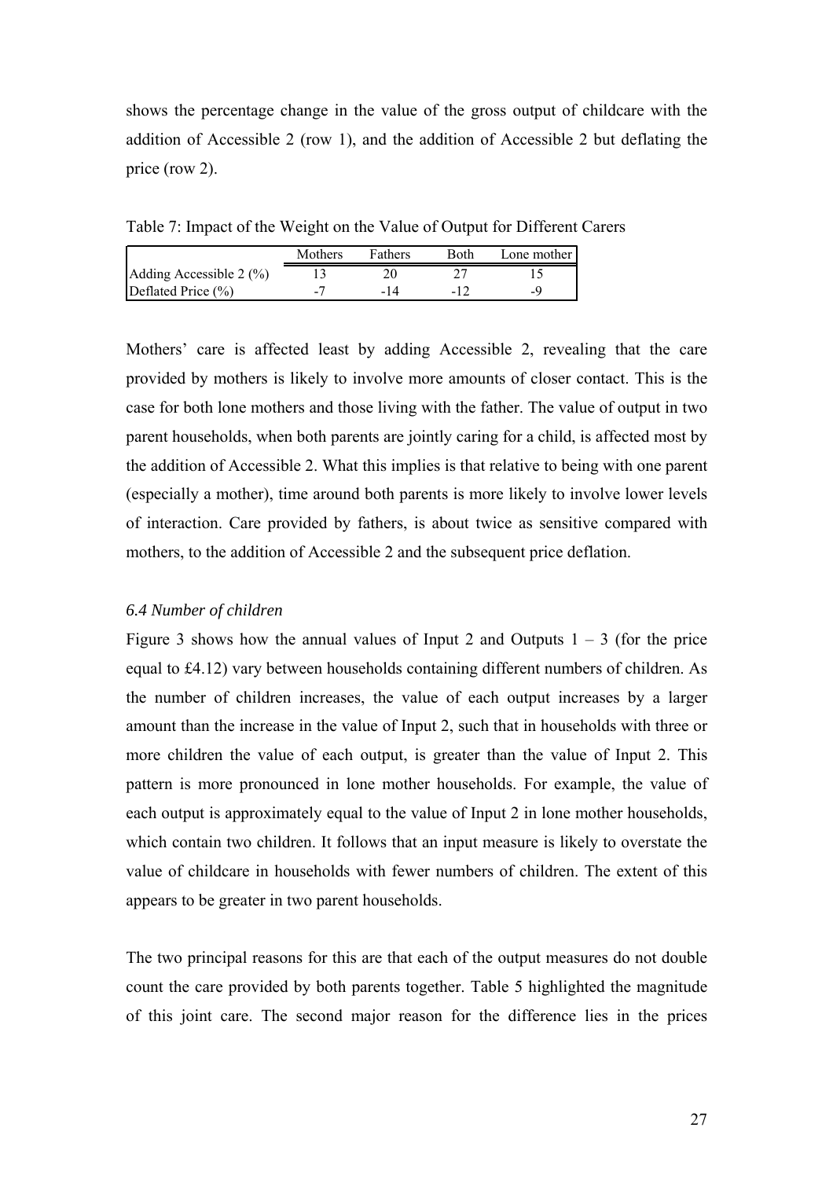shows the percentage change in the value of the gross output of childcare with the addition of Accessible 2 (row 1), and the addition of Accessible 2 but deflating the price (row 2).

Table 7: Impact of the Weight on the Value of Output for Different Carers

| | Mothers | Fathers | Both | Lone mother |
|---|---|---|---|---|
| Adding Accessible 2 (%) | 13 | 20 | 27 | 15 |
| Deflated Price (%) | -7 | -14 | -12 | -9 |

Mothers' care is affected least by adding Accessible 2, revealing that the care provided by mothers is likely to involve more amounts of closer contact. This is the case for both lone mothers and those living with the father. The value of output in two parent households, when both parents are jointly caring for a child, is affected most by the addition of Accessible 2. What this implies is that relative to being with one parent (especially a mother), time around both parents is more likely to involve lower levels of interaction. Care provided by fathers, is about twice as sensitive compared with mothers, to the addition of Accessible 2 and the subsequent price deflation.

### *6.4 Number of children*

Figure 3 shows how the annual values of Input 2 and Outputs 1 – 3 (for the price equal to £4.12) vary between households containing different numbers of children. As the number of children increases, the value of each output increases by a larger amount than the increase in the value of Input 2, such that in households with three or more children the value of each output, is greater than the value of Input 2. This pattern is more pronounced in lone mother households. For example, the value of each output is approximately equal to the value of Input 2 in lone mother households, which contain two children. It follows that an input measure is likely to overstate the value of childcare in households with fewer numbers of children. The extent of this appears to be greater in two parent households.

The two principal reasons for this are that each of the output measures do not double count the care provided by both parents together. Table 5 highlighted the magnitude of this joint care. The second major reason for the difference lies in the prices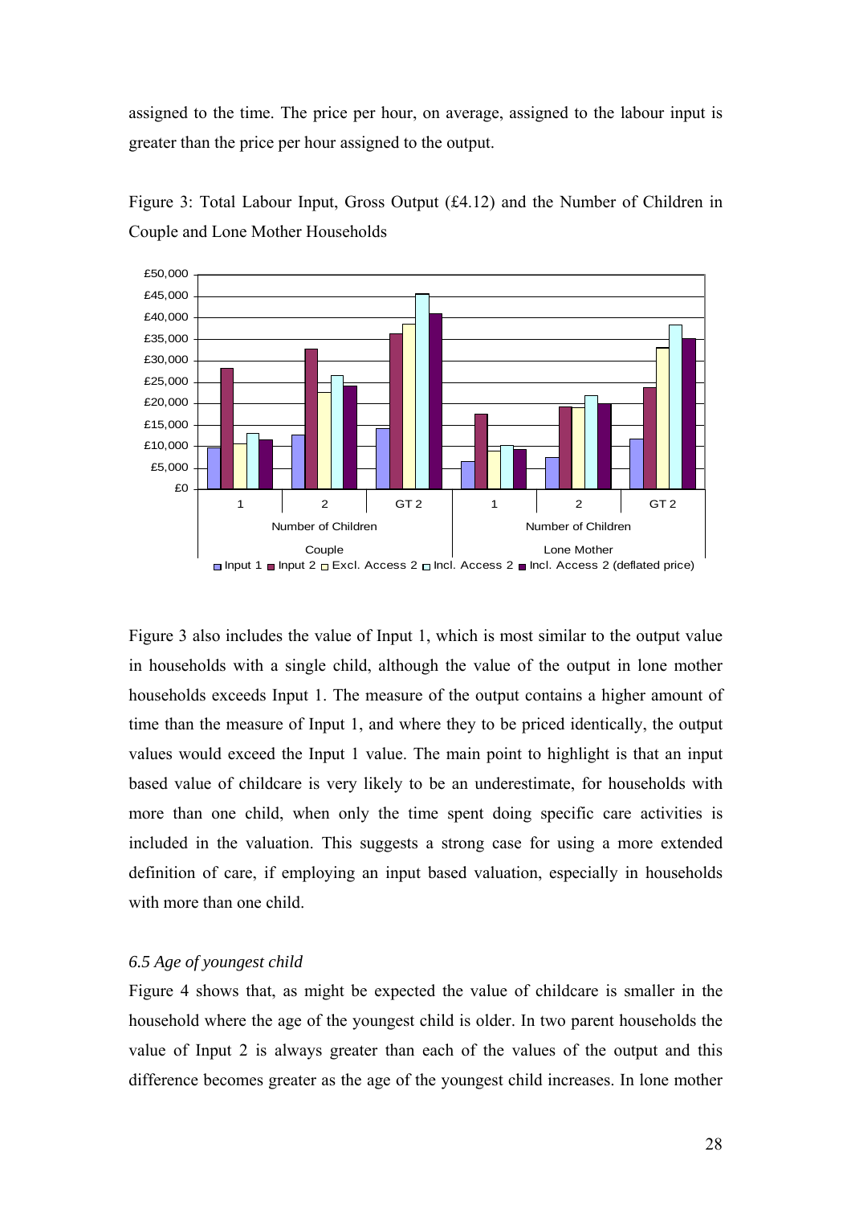assigned to the time. The price per hour, on average, assigned to the labour input is greater than the price per hour assigned to the output.

Figure 3: Total Labour Input, Gross Output (£4.12) and the Number of Children in Couple and Lone Mother Households

Figure 3 also includes the value of Input 1, which is most similar to the output value in households with a single child, although the value of the output in lone mother households exceeds Input 1. The measure of the output contains a higher amount of time than the measure of Input 1, and where they to be priced identically, the output values would exceed the Input 1 value. The main point to highlight is that an input based value of childcare is very likely to be an underestimate, for households with more than one child, when only the time spent doing specific care activities is included in the valuation. This suggests a strong case for using a more extended definition of care, if employing an input based valuation, especially in households with more than one child.

### *6.5 Age of youngest child*

Figure 4 shows that, as might be expected the value of childcare is smaller in the household where the age of the youngest child is older. In two parent households the value of Input 2 is always greater than each of the values of the output and this difference becomes greater as the age of the youngest child increases. In lone mother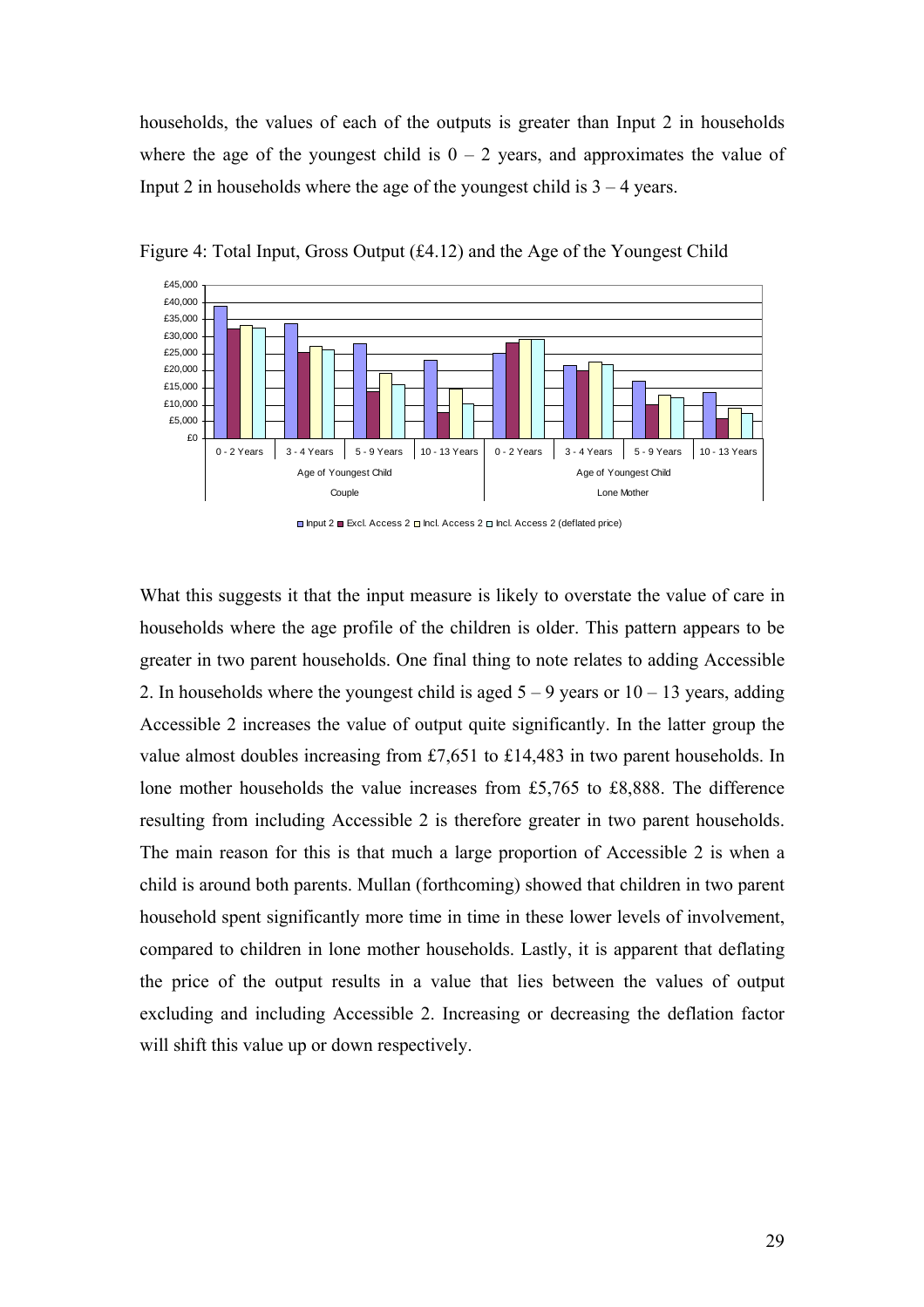households, the values of each of the outputs is greater than Input 2 in households where the age of the youngest child is 0 – 2 years, and approximates the value of Input 2 in households where the age of the youngest child is 3 – 4 years.

Figure 4: Total Input, Gross Output (£4.12) and the Age of the Youngest Child

What this suggests it that the input measure is likely to overstate the value of care in households where the age profile of the children is older. This pattern appears to be greater in two parent households. One final thing to note relates to adding Accessible 2. In households where the youngest child is aged 5 – 9 years or 10 – 13 years, adding Accessible 2 increases the value of output quite significantly. In the latter group the value almost doubles increasing from £7,651 to £14,483 in two parent households. In lone mother households the value increases from £5,765 to £8,888. The difference resulting from including Accessible 2 is therefore greater in two parent households. The main reason for this is that much a large proportion of Accessible 2 is when a child is around both parents. Mullan (forthcoming) showed that children in two parent household spent significantly more time in time in these lower levels of involvement, compared to children in lone mother households. Lastly, it is apparent that deflating the price of the output results in a value that lies between the values of output excluding and including Accessible 2. Increasing or decreasing the deflation factor will shift this value up or down respectively.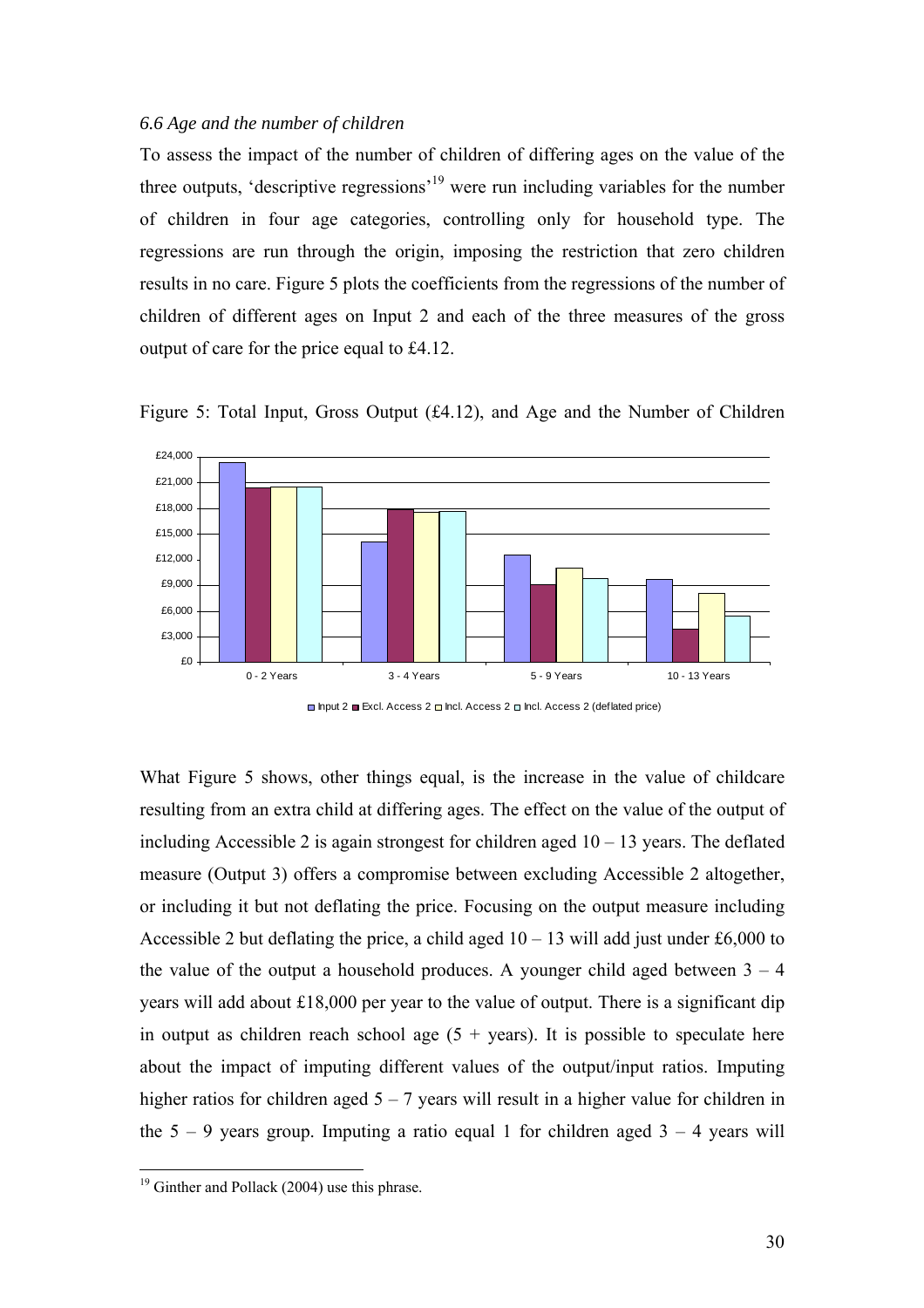*6.6 Age and the number of children*

To assess the impact of the number of children of differing ages on the value of the three outputs, 'descriptive regressions'[19] were run including variables for the number of children in four age categories, controlling only for household type. The regressions are run through the origin, imposing the restriction that zero children results in no care. Figure 5 plots the coefficients from the regressions of the number of children of different ages on Input 2 and each of the three measures of the gross output of care for the price equal to £4.12.

Figure 5: Total Input, Gross Output (£4.12), and Age and the Number of Children

What Figure 5 shows, other things equal, is the increase in the value of childcare resulting from an extra child at differing ages. The effect on the value of the output of including Accessible 2 is again strongest for children aged 10 – 13 years. The deflated measure (Output 3) offers a compromise between excluding Accessible 2 altogether, or including it but not deflating the price. Focusing on the output measure including Accessible 2 but deflating the price, a child aged 10 – 13 will add just under £6,000 to the value of the output a household produces. A younger child aged between 3 – 4 years will add about £18,000 per year to the value of output. There is a significant dip in output as children reach school age (5 + years). It is possible to speculate here about the impact of imputing different values of the output/input ratios. Imputing higher ratios for children aged 5 – 7 years will result in a higher value for children in the 5 – 9 years group. Imputing a ratio equal 1 for children aged 3 – 4 years will

[19] Ginther and Pollack (2004) use this phrase.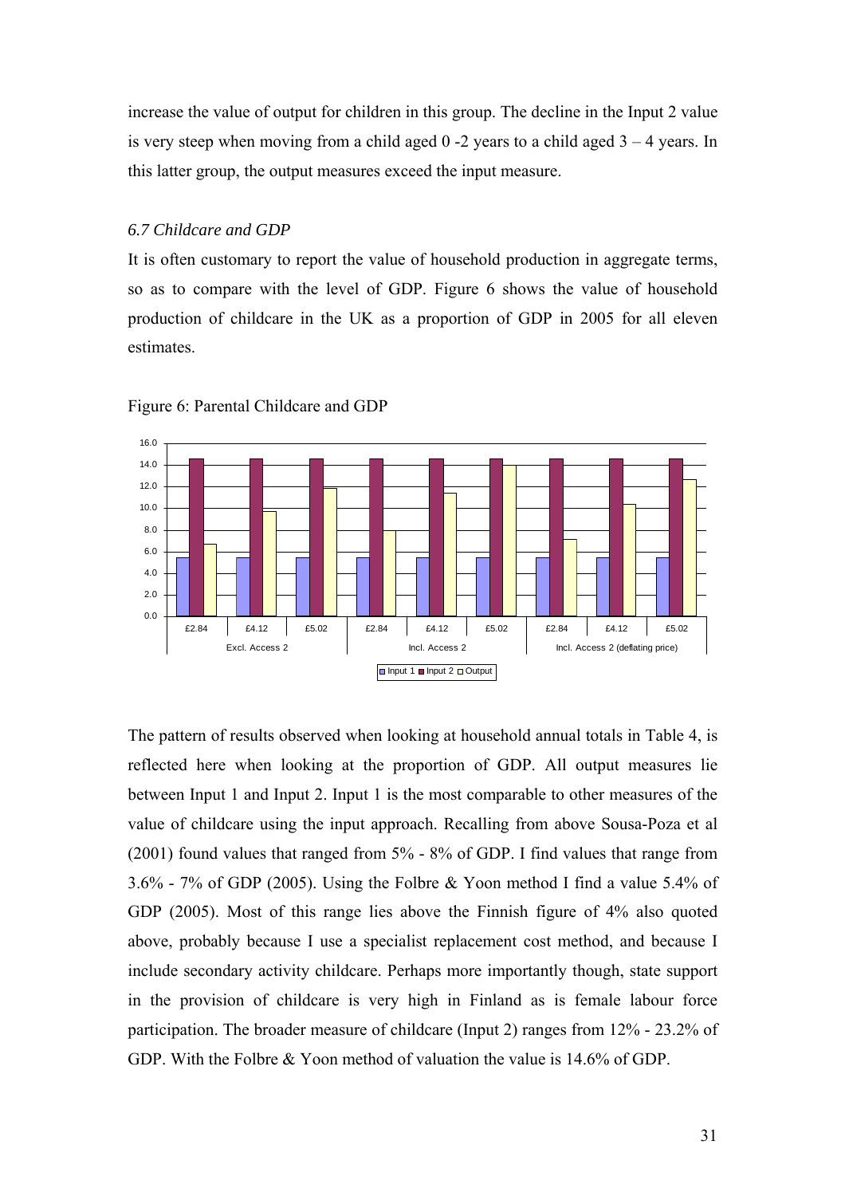increase the value of output for children in this group. The decline in the Input 2 value is very steep when moving from a child aged 0 -2 years to a child aged 3 – 4 years. In this latter group, the output measures exceed the input measure.

### *6.7 Childcare and GDP*

It is often customary to report the value of household production in aggregate terms, so as to compare with the level of GDP. Figure 6 shows the value of household production of childcare in the UK as a proportion of GDP in 2005 for all eleven estimates.

Figure 6: Parental Childcare and GDP

The pattern of results observed when looking at household annual totals in Table 4, is reflected here when looking at the proportion of GDP. All output measures lie between Input 1 and Input 2. Input 1 is the most comparable to other measures of the value of childcare using the input approach. Recalling from above Sousa-Poza et al (2001) found values that ranged from 5% - 8% of GDP. I find values that range from 3.6% - 7% of GDP (2005). Using the Folbre & Yoon method I find a value 5.4% of GDP (2005). Most of this range lies above the Finnish figure of 4% also quoted above, probably because I use a specialist replacement cost method, and because I include secondary activity childcare. Perhaps more importantly though, state support in the provision of childcare is very high in Finland as is female labour force participation. The broader measure of childcare (Input 2) ranges from 12% - 23.2% of GDP. With the Folbre & Yoon method of valuation the value is 14.6% of GDP.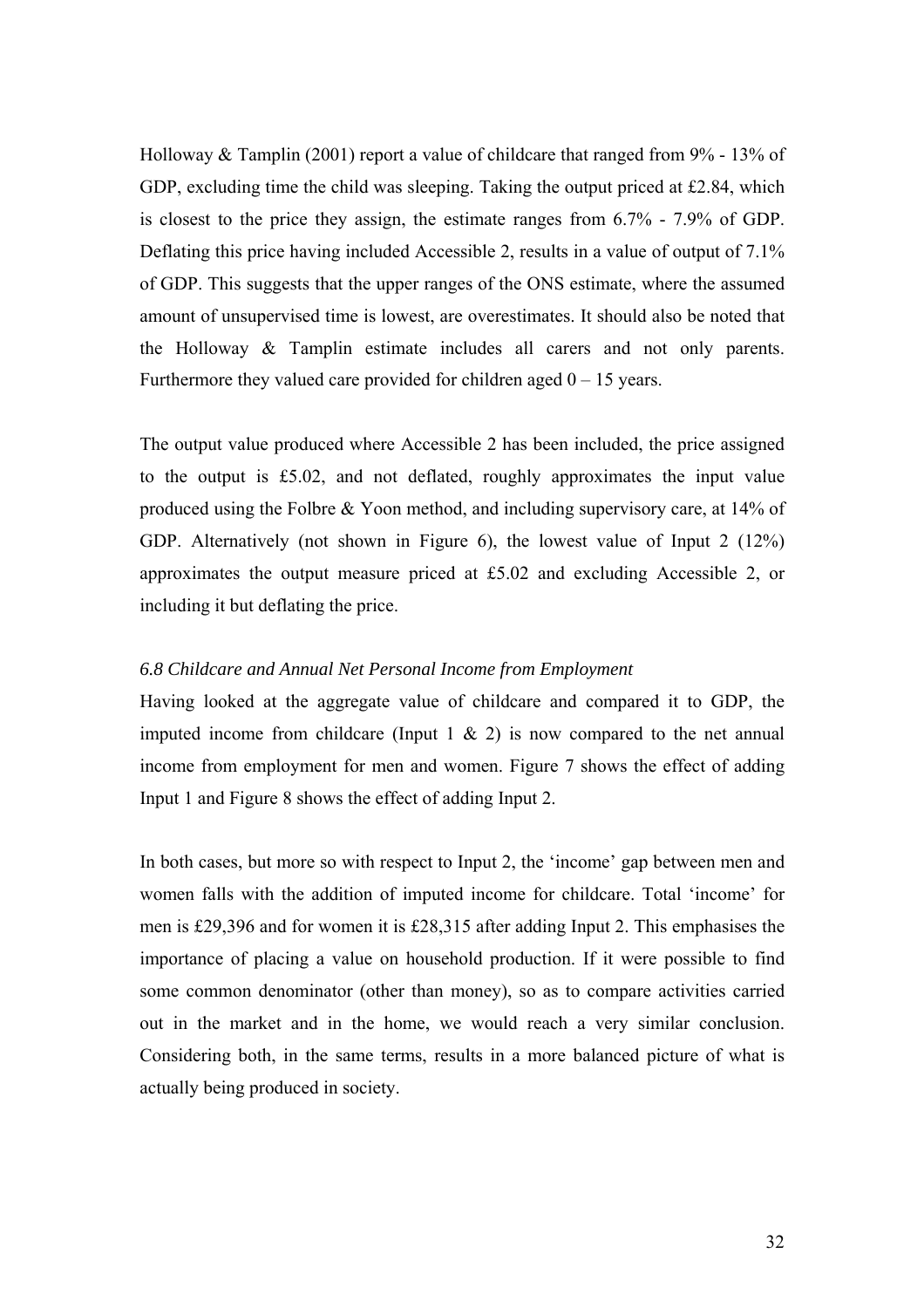Holloway & Tamplin (2001) report a value of childcare that ranged from 9% - 13% of GDP, excluding time the child was sleeping. Taking the output priced at £2.84, which is closest to the price they assign, the estimate ranges from 6.7% - 7.9% of GDP. Deflating this price having included Accessible 2, results in a value of output of 7.1% of GDP. This suggests that the upper ranges of the ONS estimate, where the assumed amount of unsupervised time is lowest, are overestimates. It should also be noted that the Holloway & Tamplin estimate includes all carers and not only parents. Furthermore they valued care provided for children aged 0 – 15 years.

The output value produced where Accessible 2 has been included, the price assigned to the output is £5.02, and not deflated, roughly approximates the input value produced using the Folbre & Yoon method, and including supervisory care, at 14% of GDP. Alternatively (not shown in Figure 6), the lowest value of Input 2 (12%) approximates the output measure priced at £5.02 and excluding Accessible 2, or including it but deflating the price.

### *6.8 Childcare and Annual Net Personal Income from Employment*

Having looked at the aggregate value of childcare and compared it to GDP, the imputed income from childcare (Input 1 & 2) is now compared to the net annual income from employment for men and women. Figure 7 shows the effect of adding Input 1 and Figure 8 shows the effect of adding Input 2.

In both cases, but more so with respect to Input 2, the 'income' gap between men and women falls with the addition of imputed income for childcare. Total 'income' for men is £29,396 and for women it is £28,315 after adding Input 2. This emphasises the importance of placing a value on household production. If it were possible to find some common denominator (other than money), so as to compare activities carried out in the market and in the home, we would reach a very similar conclusion. Considering both, in the same terms, results in a more balanced picture of what is actually being produced in society.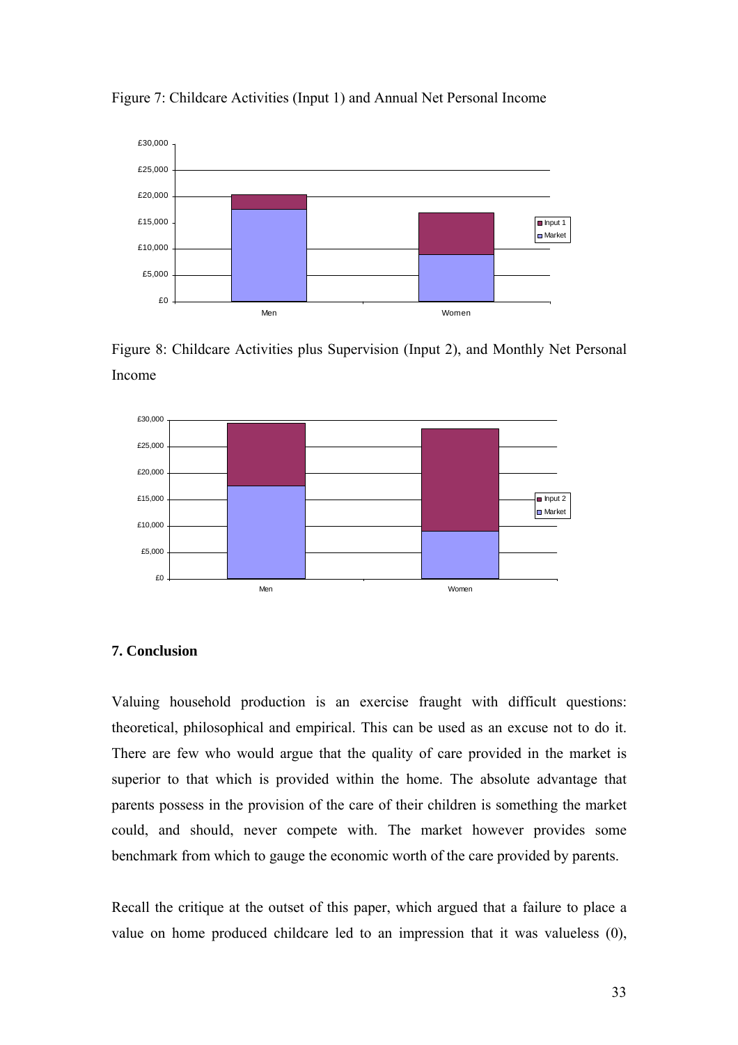Figure 7: Childcare Activities (Input 1) and Annual Net Personal Income

Figure 8: Childcare Activities plus Supervision (Input 2), and Monthly Net Personal Income

## 7. Conclusion

Valuing household production is an exercise fraught with difficult questions: theoretical, philosophical and empirical. This can be used as an excuse not to do it. There are few who would argue that the quality of care provided in the market is superior to that which is provided within the home. The absolute advantage that parents possess in the provision of the care of their children is something the market could, and should, never compete with. The market however provides some benchmark from which to gauge the economic worth of the care provided by parents.

Recall the critique at the outset of this paper, which argued that a failure to place a value on home produced childcare led to an impression that it was valueless (0),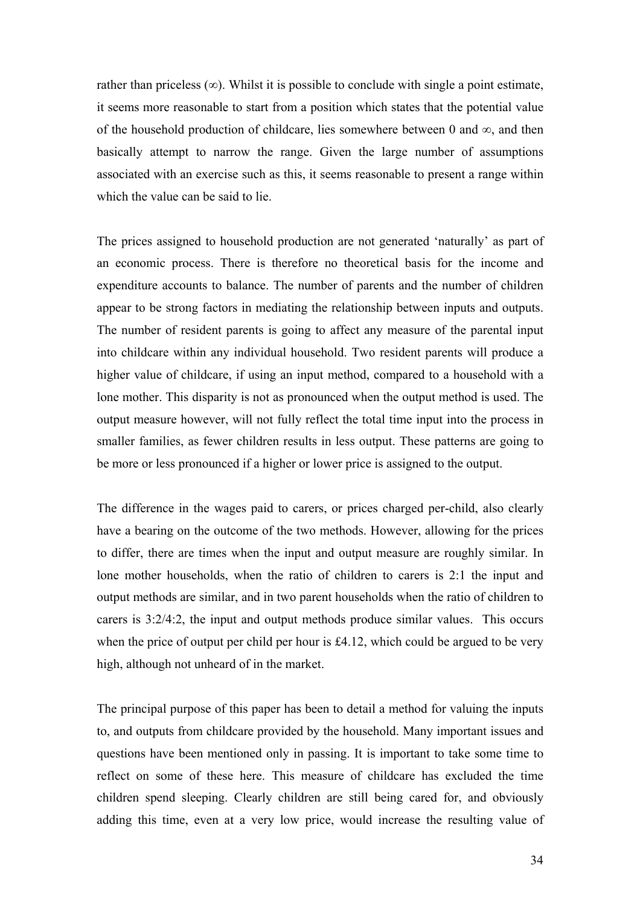rather than priceless (∞). Whilst it is possible to conclude with single a point estimate, it seems more reasonable to start from a position which states that the potential value of the household production of childcare, lies somewhere between 0 and ∞, and then basically attempt to narrow the range. Given the large number of assumptions associated with an exercise such as this, it seems reasonable to present a range within which the value can be said to lie.

The prices assigned to household production are not generated 'naturally' as part of an economic process. There is therefore no theoretical basis for the income and expenditure accounts to balance. The number of parents and the number of children appear to be strong factors in mediating the relationship between inputs and outputs. The number of resident parents is going to affect any measure of the parental input into childcare within any individual household. Two resident parents will produce a higher value of childcare, if using an input method, compared to a household with a lone mother. This disparity is not as pronounced when the output method is used. The output measure however, will not fully reflect the total time input into the process in smaller families, as fewer children results in less output. These patterns are going to be more or less pronounced if a higher or lower price is assigned to the output.

The difference in the wages paid to carers, or prices charged per-child, also clearly have a bearing on the outcome of the two methods. However, allowing for the prices to differ, there are times when the input and output measure are roughly similar. In lone mother households, when the ratio of children to carers is 2:1 the input and output methods are similar, and in two parent households when the ratio of children to carers is 3:2/4:2, the input and output methods produce similar values. This occurs when the price of output per child per hour is £4.12, which could be argued to be very high, although not unheard of in the market.

The principal purpose of this paper has been to detail a method for valuing the inputs to, and outputs from childcare provided by the household. Many important issues and questions have been mentioned only in passing. It is important to take some time to reflect on some of these here. This measure of childcare has excluded the time children spend sleeping. Clearly children are still being cared for, and obviously adding this time, even at a very low price, would increase the resulting value of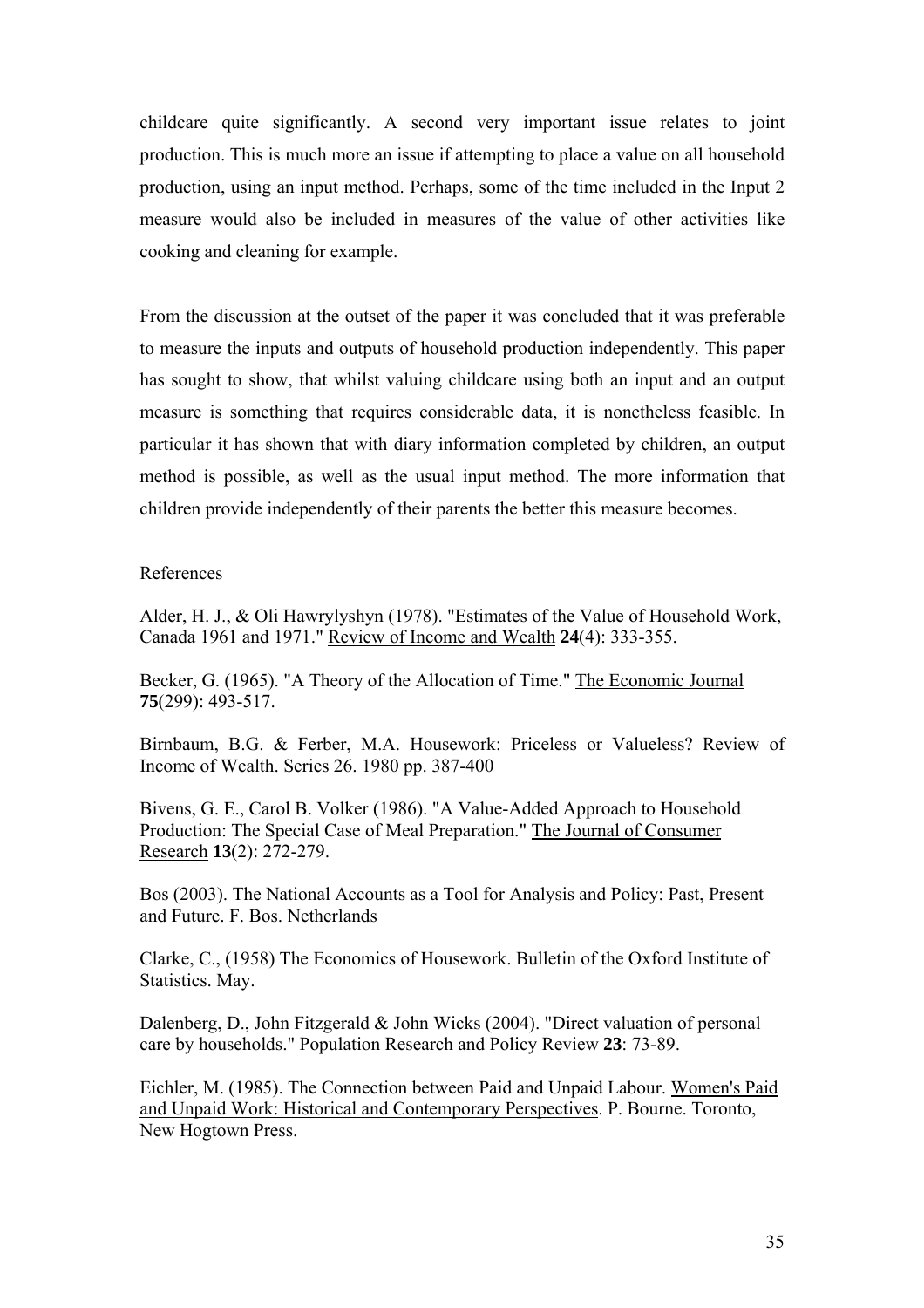childcare quite significantly. A second very important issue relates to joint production. This is much more an issue if attempting to place a value on all household production, using an input method. Perhaps, some of the time included in the Input 2 measure would also be included in measures of the value of other activities like cooking and cleaning for example.

From the discussion at the outset of the paper it was concluded that it was preferable to measure the inputs and outputs of household production independently. This paper has sought to show, that whilst valuing childcare using both an input and an output measure is something that requires considerable data, it is nonetheless feasible. In particular it has shown that with diary information completed by children, an output method is possible, as well as the usual input method. The more information that children provide independently of their parents the better this measure becomes.

References

Alder, H. J., & Oli Hawrylyshyn (1978). "Estimates of the Value of Household Work, Canada 1961 and 1971." Review of Income and Wealth **24**(4): 333-355.

Becker, G. (1965). "A Theory of the Allocation of Time." The Economic Journal **75**(299): 493-517.

Birnbaum, B.G. & Ferber, M.A. Housework: Priceless or Valueless? Review of Income of Wealth. Series 26. 1980 pp. 387-400

Bivens, G. E., Carol B. Volker (1986). "A Value-Added Approach to Household Production: The Special Case of Meal Preparation." The Journal of Consumer Research **13**(2): 272-279.

Bos (2003). The National Accounts as a Tool for Analysis and Policy: Past, Present and Future. F. Bos. Netherlands

Clarke, C., (1958) The Economics of Housework. Bulletin of the Oxford Institute of Statistics. May.

Dalenberg, D., John Fitzgerald & John Wicks (2004). "Direct valuation of personal care by households." Population Research and Policy Review **23**: 73-89.

Eichler, M. (1985). The Connection between Paid and Unpaid Labour. Women's Paid and Unpaid Work: Historical and Contemporary Perspectives. P. Bourne. Toronto, New Hogtown Press.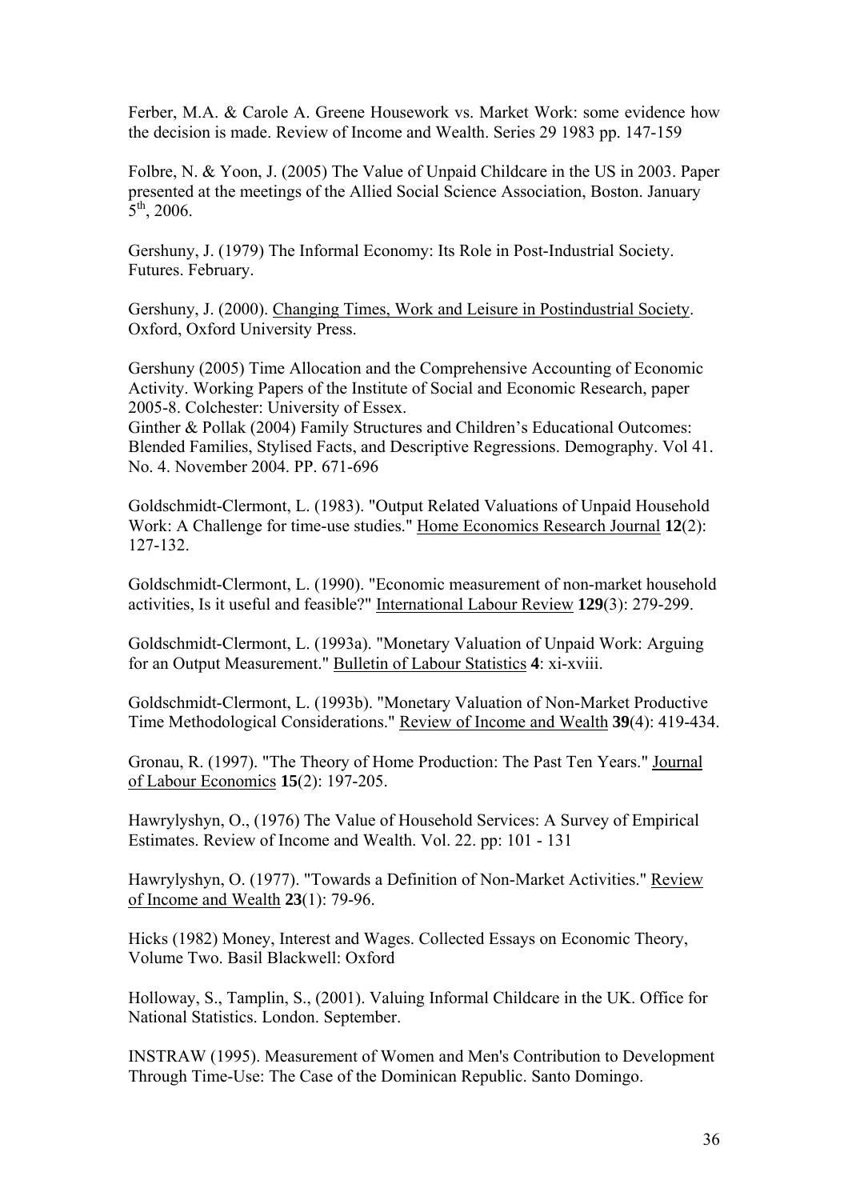Ferber, M.A. & Carole A. Greene Housework vs. Market Work: some evidence how the decision is made. Review of Income and Wealth. Series 29 1983 pp. 147-159

Folbre, N. & Yoon, J. (2005) The Value of Unpaid Childcare in the US in 2003. Paper presented at the meetings of the Allied Social Science Association, Boston. January 5th, 2006.

Gershuny, J. (1979) The Informal Economy: Its Role in Post-Industrial Society. Futures. February.

Gershuny, J. (2000). Changing Times, Work and Leisure in Postindustrial Society. Oxford, Oxford University Press.

Gershuny (2005) Time Allocation and the Comprehensive Accounting of Economic Activity. Working Papers of the Institute of Social and Economic Research, paper 2005-8. Colchester: University of Essex.
Ginther & Pollak (2004) Family Structures and Children's Educational Outcomes: Blended Families, Stylised Facts, and Descriptive Regressions. Demography. Vol 41. No. 4. November 2004. PP. 671-696

Goldschmidt-Clermont, L. (1983). "Output Related Valuations of Unpaid Household Work: A Challenge for time-use studies." Home Economics Research Journal **12**(2): 127-132.

Goldschmidt-Clermont, L. (1990). "Economic measurement of non-market household activities, Is it useful and feasible?" International Labour Review **129**(3): 279-299.

Goldschmidt-Clermont, L. (1993a). "Monetary Valuation of Unpaid Work: Arguing for an Output Measurement." Bulletin of Labour Statistics **4**: xi-xviii.

Goldschmidt-Clermont, L. (1993b). "Monetary Valuation of Non-Market Productive Time Methodological Considerations." Review of Income and Wealth **39**(4): 419-434.

Gronau, R. (1997). "The Theory of Home Production: The Past Ten Years." Journal of Labour Economics **15**(2): 197-205.

Hawrylyshyn, O., (1976) The Value of Household Services: A Survey of Empirical Estimates. Review of Income and Wealth. Vol. 22. pp: 101 - 131

Hawrylyshyn, O. (1977). "Towards a Definition of Non-Market Activities." Review of Income and Wealth **23**(1): 79-96.

Hicks (1982) Money, Interest and Wages. Collected Essays on Economic Theory, Volume Two. Basil Blackwell: Oxford

Holloway, S., Tamplin, S., (2001). Valuing Informal Childcare in the UK. Office for National Statistics. London. September.

INSTRAW (1995). Measurement of Women and Men's Contribution to Development Through Time-Use: The Case of the Dominican Republic. Santo Domingo.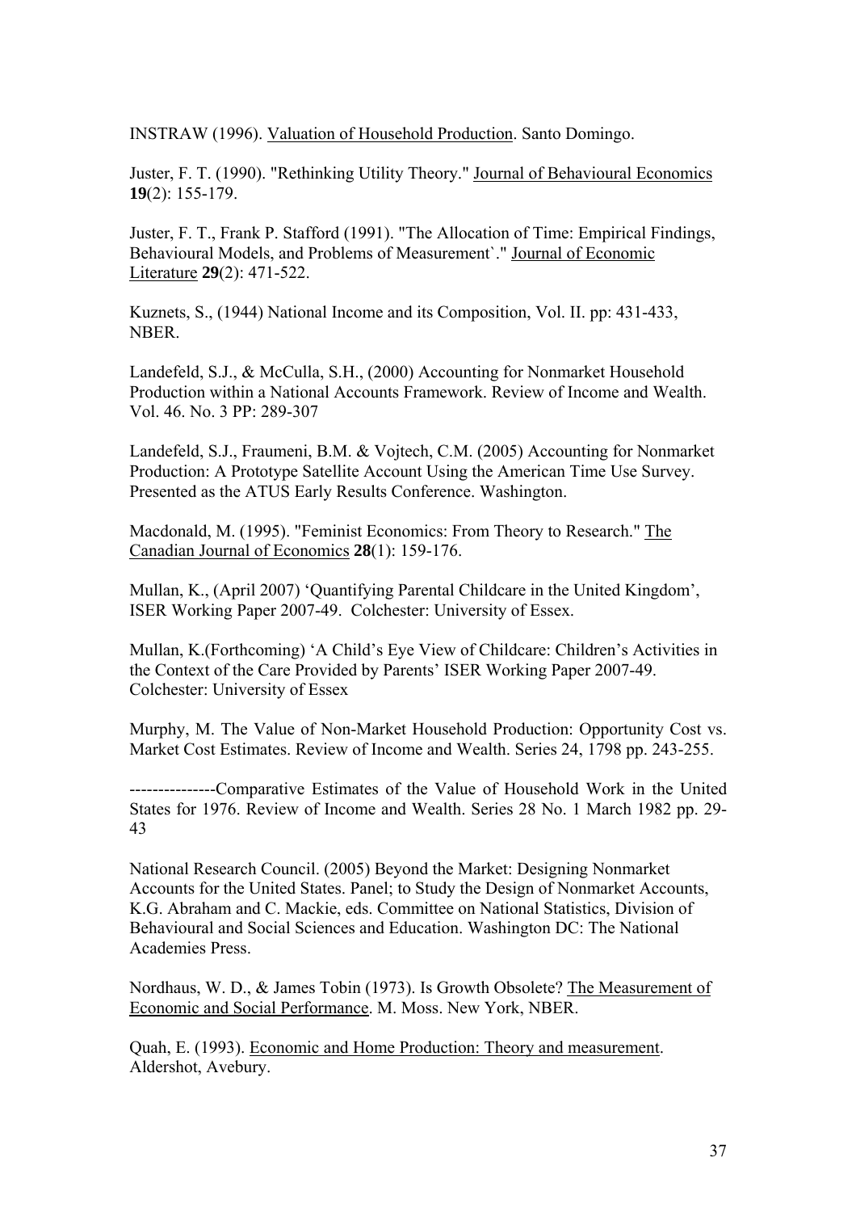INSTRAW (1996). Valuation of Household Production. Santo Domingo.

Juster, F. T. (1990). "Rethinking Utility Theory." Journal of Behavioural Economics **19**(2): 155-179.

Juster, F. T., Frank P. Stafford (1991). "The Allocation of Time: Empirical Findings, Behavioural Models, and Problems of Measurement`." Journal of Economic Literature **29**(2): 471-522.

Kuznets, S., (1944) National Income and its Composition, Vol. II. pp: 431-433, NBER.

Landefeld, S.J., & McCulla, S.H., (2000) Accounting for Nonmarket Household Production within a National Accounts Framework. Review of Income and Wealth. Vol. 46. No. 3 PP: 289-307

Landefeld, S.J., Fraumeni, B.M. & Vojtech, C.M. (2005) Accounting for Nonmarket Production: A Prototype Satellite Account Using the American Time Use Survey. Presented as the ATUS Early Results Conference. Washington.

Macdonald, M. (1995). "Feminist Economics: From Theory to Research." The Canadian Journal of Economics **28**(1): 159-176.

Mullan, K., (April 2007) 'Quantifying Parental Childcare in the United Kingdom', ISER Working Paper 2007-49. Colchester: University of Essex.

Mullan, K.(Forthcoming) 'A Child's Eye View of Childcare: Children's Activities in the Context of the Care Provided by Parents' ISER Working Paper 2007-49. Colchester: University of Essex

Murphy, M. The Value of Non-Market Household Production: Opportunity Cost vs. Market Cost Estimates. Review of Income and Wealth. Series 24, 1798 pp. 243-255.

---------------Comparative Estimates of the Value of Household Work in the United States for 1976. Review of Income and Wealth. Series 28 No. 1 March 1982 pp. 29-43

National Research Council. (2005) Beyond the Market: Designing Nonmarket Accounts for the United States. Panel; to Study the Design of Nonmarket Accounts, K.G. Abraham and C. Mackie, eds. Committee on National Statistics, Division of Behavioural and Social Sciences and Education. Washington DC: The National Academies Press.

Nordhaus, W. D., & James Tobin (1973). Is Growth Obsolete? The Measurement of Economic and Social Performance. M. Moss. New York, NBER.

Quah, E. (1993). Economic and Home Production: Theory and measurement. Aldershot, Avebury.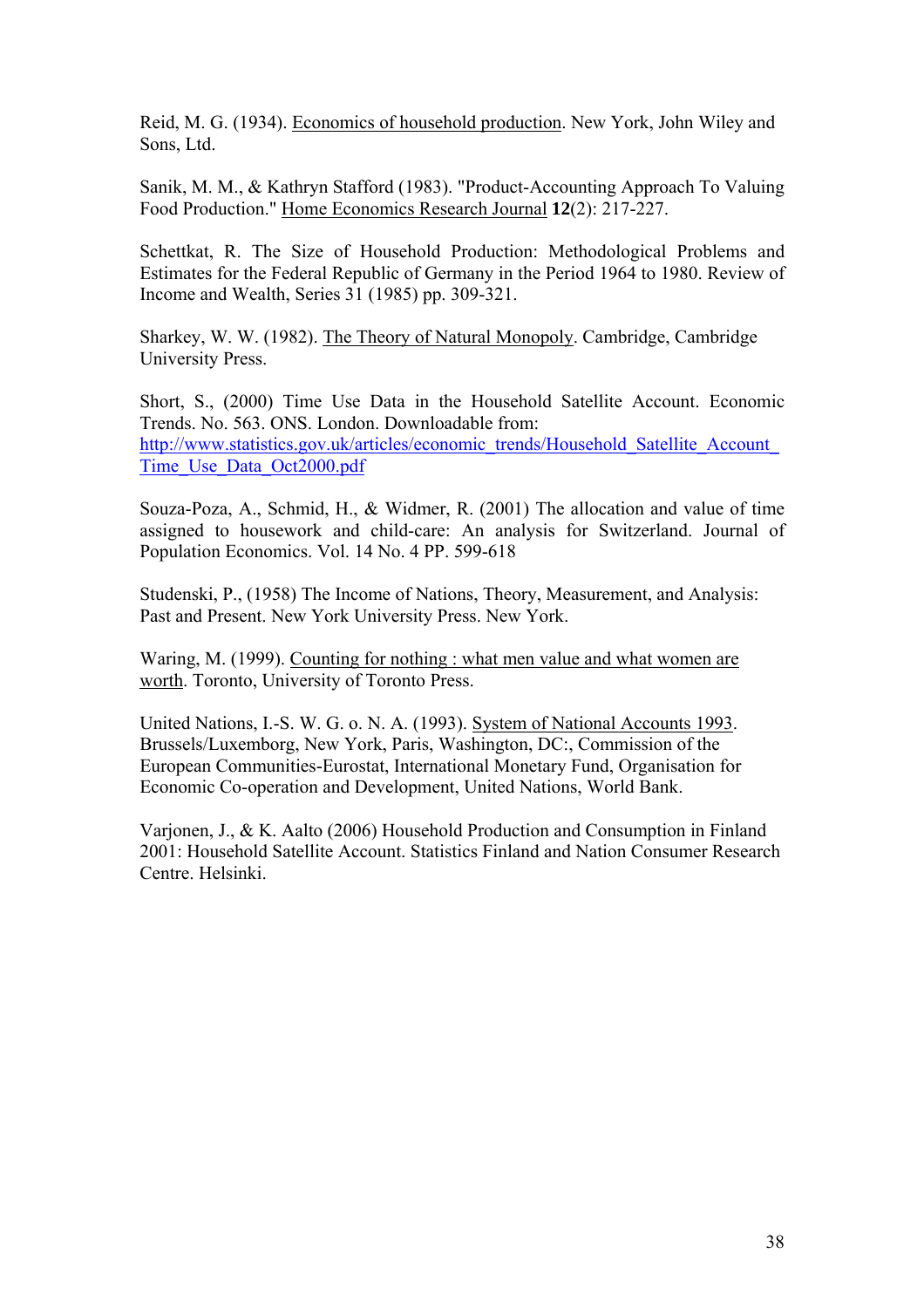Reid, M. G. (1934). Economics of household production. New York, John Wiley and Sons, Ltd.

Sanik, M. M., & Kathryn Stafford (1983). "Product-Accounting Approach To Valuing Food Production." Home Economics Research Journal **12**(2): 217-227.

Schettkat, R. The Size of Household Production: Methodological Problems and Estimates for the Federal Republic of Germany in the Period 1964 to 1980. Review of Income and Wealth, Series 31 (1985) pp. 309-321.

Sharkey, W. W. (1982). The Theory of Natural Monopoly. Cambridge, Cambridge University Press.

Short, S., (2000) Time Use Data in the Household Satellite Account. Economic Trends. No. 563. ONS. London. Downloadable from: http://www.statistics.gov.uk/articles/economic_trends/Household_Satellite_Account_Time_Use_Data_Oct2000.pdf

Souza-Poza, A., Schmid, H., & Widmer, R. (2001) The allocation and value of time assigned to housework and child-care: An analysis for Switzerland. Journal of Population Economics. Vol. 14 No. 4 PP. 599-618

Studenski, P., (1958) The Income of Nations, Theory, Measurement, and Analysis: Past and Present. New York University Press. New York.

Waring, M. (1999). Counting for nothing : what men value and what women are worth. Toronto, University of Toronto Press.

United Nations, I.-S. W. G. o. N. A. (1993). System of National Accounts 1993. Brussels/Luxemborg, New York, Paris, Washington, DC:, Commission of the European Communities-Eurostat, International Monetary Fund, Organisation for Economic Co-operation and Development, United Nations, World Bank.

Varjonen, J., & K. Aalto (2006) Household Production and Consumption in Finland 2001: Household Satellite Account. Statistics Finland and Nation Consumer Research Centre. Helsinki.